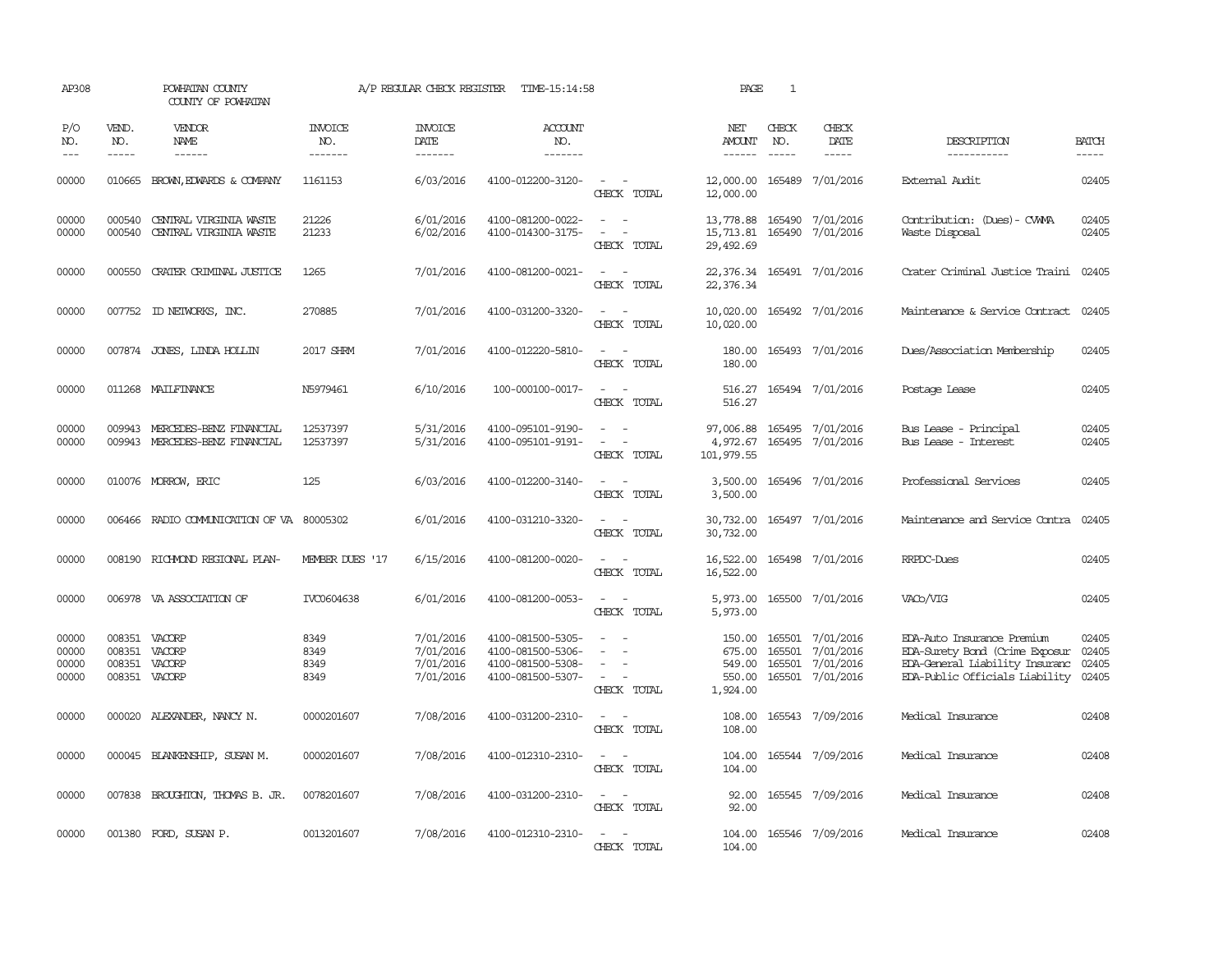AP308 POWHATAN COUNTY COUNTY OF POWHATAN A/P REGULAR CHECK REGISTER TIME-15:14:58 PAGE 1

| P/O NO. | VEND. NO. | VENDOR NAME | INVOICE NO. | INVOICE DATE | ACCOUNT NO. | | NET AMOUNT | CHECK NO. | CHECK DATE | DESCRIPTION | BATCH |
|---|---|---|---|---|---|---|---|---|---|---|---|
| 00000 | 010665 | BROWN,EDWARDS & COMPANY | 1161153 | 6/03/2016 | 4100-012200-3120- | - - | 12,000.00 | 165489 | 7/01/2016 | External Audit | 02405 |
| | | | | | | CHECK TOTAL | 12,000.00 | | | | |
| 00000 | 000540 | CENTRAL VIRGINIA WASTE | 21226 | 6/01/2016 | 4100-081200-0022- | - - | 13,778.88 | 165490 | 7/01/2016 | Contribution: (Dues)- CVWMA | 02405 |
| 00000 | 000540 | CENTRAL VIRGINIA WASTE | 21233 | 6/02/2016 | 4100-014300-3175- | - - | 15,713.81 | 165490 | 7/01/2016 | Waste Disposal | 02405 |
| | | | | | | CHECK TOTAL | 29,492.69 | | | | |
| 00000 | 000550 | CRATER CRIMINAL JUSTICE | 1265 | 7/01/2016 | 4100-081200-0021- | - - | 22,376.34 | 165491 | 7/01/2016 | Crater Criminal Justice Traini | 02405 |
| | | | | | | CHECK TOTAL | 22,376.34 | | | | |
| 00000 | 007752 | ID NETWORKS, INC. | 270885 | 7/01/2016 | 4100-031200-3320- | - - | 10,020.00 | 165492 | 7/01/2016 | Maintenance & Service Contract | 02405 |
| | | | | | | CHECK TOTAL | 10,020.00 | | | | |
| 00000 | 007874 | JONES, LINDA HOLLIN | 2017 SHRM | 7/01/2016 | 4100-012220-5810- | - - | 180.00 | 165493 | 7/01/2016 | Dues/Association Membership | 02405 |
| | | | | | | CHECK TOTAL | 180.00 | | | | |
| 00000 | 011268 | MAILFINANCE | N5979461 | 6/10/2016 | 100-000100-0017- | - - | 516.27 | 165494 | 7/01/2016 | Postage Lease | 02405 |
| | | | | | | CHECK TOTAL | 516.27 | | | | |
| 00000 | 009943 | MERCEDES-BENZ FINANCIAL | 12537397 | 5/31/2016 | 4100-095101-9190- | - - | 97,006.88 | 165495 | 7/01/2016 | Bus Lease - Principal | 02405 |
| 00000 | 009943 | MERCEDES-BENZ FINANCIAL | 12537397 | 5/31/2016 | 4100-095101-9191- | - - | 4,972.67 | 165495 | 7/01/2016 | Bus Lease - Interest | 02405 |
| | | | | | | CHECK TOTAL | 101,979.55 | | | | |
| 00000 | 010076 | MORROW, ERIC | 125 | 6/03/2016 | 4100-012200-3140- | - - | 3,500.00 | 165496 | 7/01/2016 | Professional Services | 02405 |
| | | | | | | CHECK TOTAL | 3,500.00 | | | | |
| 00000 | 006466 | RADIO COMMUNICATION OF VA | 80005302 | 6/01/2016 | 4100-031210-3320- | - - | 30,732.00 | 165497 | 7/01/2016 | Maintenance and Service Contra | 02405 |
| | | | | | | CHECK TOTAL | 30,732.00 | | | | |
| 00000 | 008190 | RICHMOND REGIONAL PLAN- | MEMBER DUES '17 | 6/15/2016 | 4100-081200-0020- | - - | 16,522.00 | 165498 | 7/01/2016 | RRPDC-Dues | 02405 |
| | | | | | | CHECK TOTAL | 16,522.00 | | | | |
| 00000 | 006978 | VA ASSOCIATION OF | IVC0604638 | 6/01/2016 | 4100-081200-0053- | - - | 5,973.00 | 165500 | 7/01/2016 | VACo/VIG | 02405 |
| | | | | | | CHECK TOTAL | 5,973.00 | | | | |
| 00000 | 008351 | VACORP | 8349 | 7/01/2016 | 4100-081500-5305- | - - | 150.00 | 165501 | 7/01/2016 | EDA-Auto Insurance Premium | 02405 |
| 00000 | 008351 | VACORP | 8349 | 7/01/2016 | 4100-081500-5306- | - - | 675.00 | 165501 | 7/01/2016 | EDA-Surety Bond (Crime Exposur | 02405 |
| 00000 | 008351 | VACORP | 8349 | 7/01/2016 | 4100-081500-5308- | - - | 549.00 | 165501 | 7/01/2016 | EDA-General Liability Insuranc | 02405 |
| 00000 | 008351 | VACORP | 8349 | 7/01/2016 | 4100-081500-5307- | - - | 550.00 | 165501 | 7/01/2016 | EDA-Public Officials Liability | 02405 |
| | | | | | | CHECK TOTAL | 1,924.00 | | | | |
| 00000 | 000020 | ALEXANDER, NANCY N. | 0000201607 | 7/08/2016 | 4100-031200-2310- | - - | 108.00 | 165543 | 7/09/2016 | Medical Insurance | 02408 |
| | | | | | | CHECK TOTAL | 108.00 | | | | |
| 00000 | 000045 | BLANKENSHIP, SUSAN M. | 0000201607 | 7/08/2016 | 4100-012310-2310- | - - | 104.00 | 165544 | 7/09/2016 | Medical Insurance | 02408 |
| | | | | | | CHECK TOTAL | 104.00 | | | | |
| 00000 | 007838 | BROUGHTON, THOMAS B. JR. | 0078201607 | 7/08/2016 | 4100-031200-2310- | - - | 92.00 | 165545 | 7/09/2016 | Medical Insurance | 02408 |
| | | | | | | CHECK TOTAL | 92.00 | | | | |
| 00000 | 001380 | FORD, SUSAN P. | 0013201607 | 7/08/2016 | 4100-012310-2310- | - - | 104.00 | 165546 | 7/09/2016 | Medical Insurance | 02408 |
| | | | | | | CHECK TOTAL | 104.00 | | | | |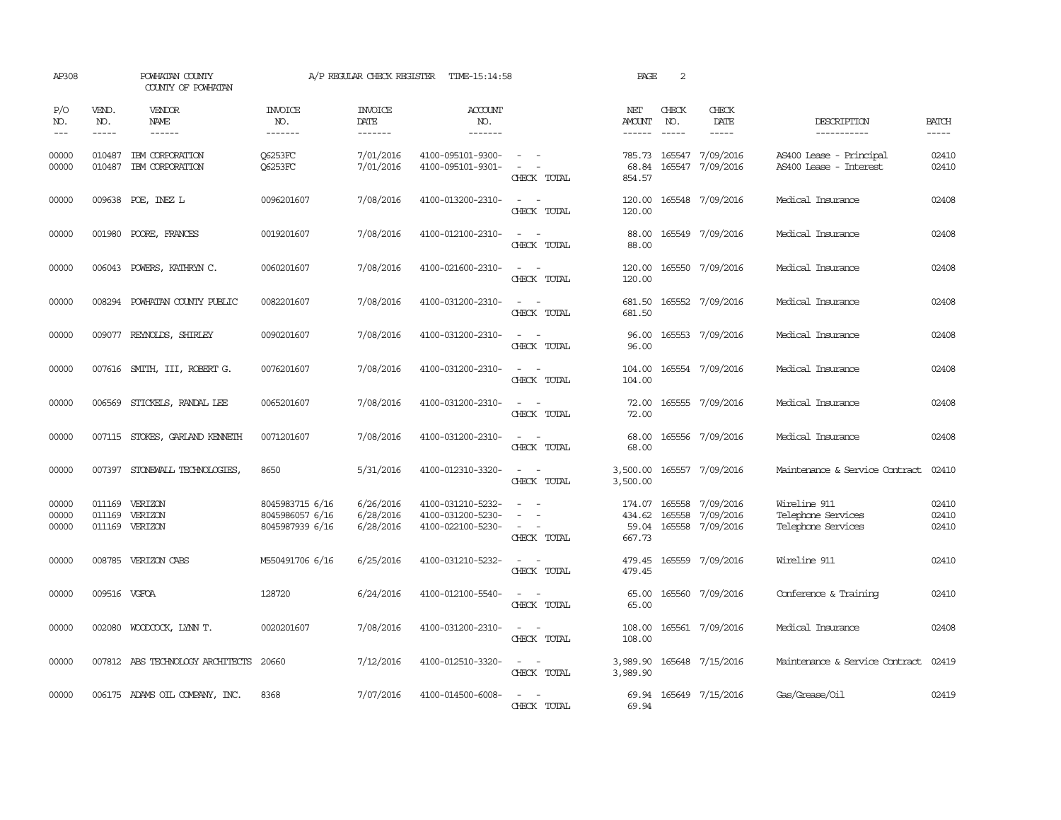AP308 POWHATAN COUNTY COUNTY OF POWHATAN A/P REGULAR CHECK REGISTER TIME-15:14:58

| P/O NO. | VEND. NO. | VENDOR NAME | INVOICE NO. | INVOICE DATE | ACCOUNT NO. | | NET AMOUNT | CHECK NO. | CHECK DATE | DESCRIPTION | BATCH |
|---|---|---|---|---|---|---|---|---|---|---|---|
| 00000 | 010487 | IBM CORPORATION | Q6253FC | 7/01/2016 | 4100-095101-9300- | - - | 785.73 | 165547 | 7/09/2016 | AS400 Lease - Principal | 02410 |
| 00000 | 010487 | IBM CORPORATION | Q6253FC | 7/01/2016 | 4100-095101-9301- | - - | 68.84 | 165547 | 7/09/2016 | AS400 Lease - Interest | 02410 |
| | | | | | | CHECK TOTAL | 854.57 | | | | |
| 00000 | 009638 | POE, INEZ L | 0096201607 | 7/08/2016 | 4100-013200-2310- | - - | 120.00 | 165548 | 7/09/2016 | Medical Insurance | 02408 |
| | | | | | | CHECK TOTAL | 120.00 | | | | |
| 00000 | 001980 | POORE, FRANCES | 0019201607 | 7/08/2016 | 4100-012100-2310- | - - | 88.00 | 165549 | 7/09/2016 | Medical Insurance | 02408 |
| | | | | | | CHECK TOTAL | 88.00 | | | | |
| 00000 | 006043 | POWERS, KATHRYN C. | 0060201607 | 7/08/2016 | 4100-021600-2310- | - - | 120.00 | 165550 | 7/09/2016 | Medical Insurance | 02408 |
| | | | | | | CHECK TOTAL | 120.00 | | | | |
| 00000 | 008294 | POWHATAN COUNTY PUBLIC | 0082201607 | 7/08/2016 | 4100-031200-2310- | - - | 681.50 | 165552 | 7/09/2016 | Medical Insurance | 02408 |
| | | | | | | CHECK TOTAL | 681.50 | | | | |
| 00000 | 009077 | REYNOLDS, SHIRLEY | 0090201607 | 7/08/2016 | 4100-031200-2310- | - - | 96.00 | 165553 | 7/09/2016 | Medical Insurance | 02408 |
| | | | | | | CHECK TOTAL | 96.00 | | | | |
| 00000 | 007616 | SMITH, III, ROBERT G. | 0076201607 | 7/08/2016 | 4100-031200-2310- | - - | 104.00 | 165554 | 7/09/2016 | Medical Insurance | 02408 |
| | | | | | | CHECK TOTAL | 104.00 | | | | |
| 00000 | 006569 | STICKELS, RANDAL LEE | 0065201607 | 7/08/2016 | 4100-031200-2310- | - - | 72.00 | 165555 | 7/09/2016 | Medical Insurance | 02408 |
| | | | | | | CHECK TOTAL | 72.00 | | | | |
| 00000 | 007115 | STOKES, GARLAND KENNETH | 0071201607 | 7/08/2016 | 4100-031200-2310- | - - | 68.00 | 165556 | 7/09/2016 | Medical Insurance | 02408 |
| | | | | | | CHECK TOTAL | 68.00 | | | | |
| 00000 | 007397 | STONEWALL TECHNOLOGIES, | 8650 | 5/31/2016 | 4100-012310-3320- | - - | 3,500.00 | 165557 | 7/09/2016 | Maintenance & Service Contract | 02410 |
| | | | | | | CHECK TOTAL | 3,500.00 | | | | |
| 00000 | 011169 | VERIZON | 8045983715 6/16 | 6/26/2016 | 4100-031210-5232- | - - | 174.07 | 165558 | 7/09/2016 | Wireline 911 | 02410 |
| 00000 | 011169 | VERIZON | 8045986057 6/16 | 6/28/2016 | 4100-031200-5230- | - - | 434.62 | 165558 | 7/09/2016 | Telephone Services | 02410 |
| 00000 | 011169 | VERIZON | 8045987939 6/16 | 6/28/2016 | 4100-022100-5230- | - - | 59.04 | 165558 | 7/09/2016 | Telephone Services | 02410 |
| | | | | | | CHECK TOTAL | 667.73 | | | | |
| 00000 | 008785 | VERIZON CABS | M550491706 6/16 | 6/25/2016 | 4100-031210-5232- | - - | 479.45 | 165559 | 7/09/2016 | Wireline 911 | 02410 |
| | | | | | | CHECK TOTAL | 479.45 | | | | |
| 00000 | 009516 | VGFOA | 128720 | 6/24/2016 | 4100-012100-5540- | - - | 65.00 | 165560 | 7/09/2016 | Conference & Training | 02410 |
| | | | | | | CHECK TOTAL | 65.00 | | | | |
| 00000 | 002080 | WOODCOCK, LYNN T. | 0020201607 | 7/08/2016 | 4100-031200-2310- | - - | 108.00 | 165561 | 7/09/2016 | Medical Insurance | 02408 |
| | | | | | | CHECK TOTAL | 108.00 | | | | |
| 00000 | 007812 | ABS TECHNOLOGY ARCHITECTS | 20660 | 7/12/2016 | 4100-012510-3320- | - - | 3,989.90 | 165648 | 7/15/2016 | Maintenance & Service Contract | 02419 |
| | | | | | | CHECK TOTAL | 3,989.90 | | | | |
| 00000 | 006175 | ADAMS OIL COMPANY, INC. | 8368 | 7/07/2016 | 4100-014500-6008- | - - | 69.94 | 165649 | 7/15/2016 | Gas/Grease/Oil | 02419 |
| | | | | | | CHECK TOTAL | 69.94 | | | | |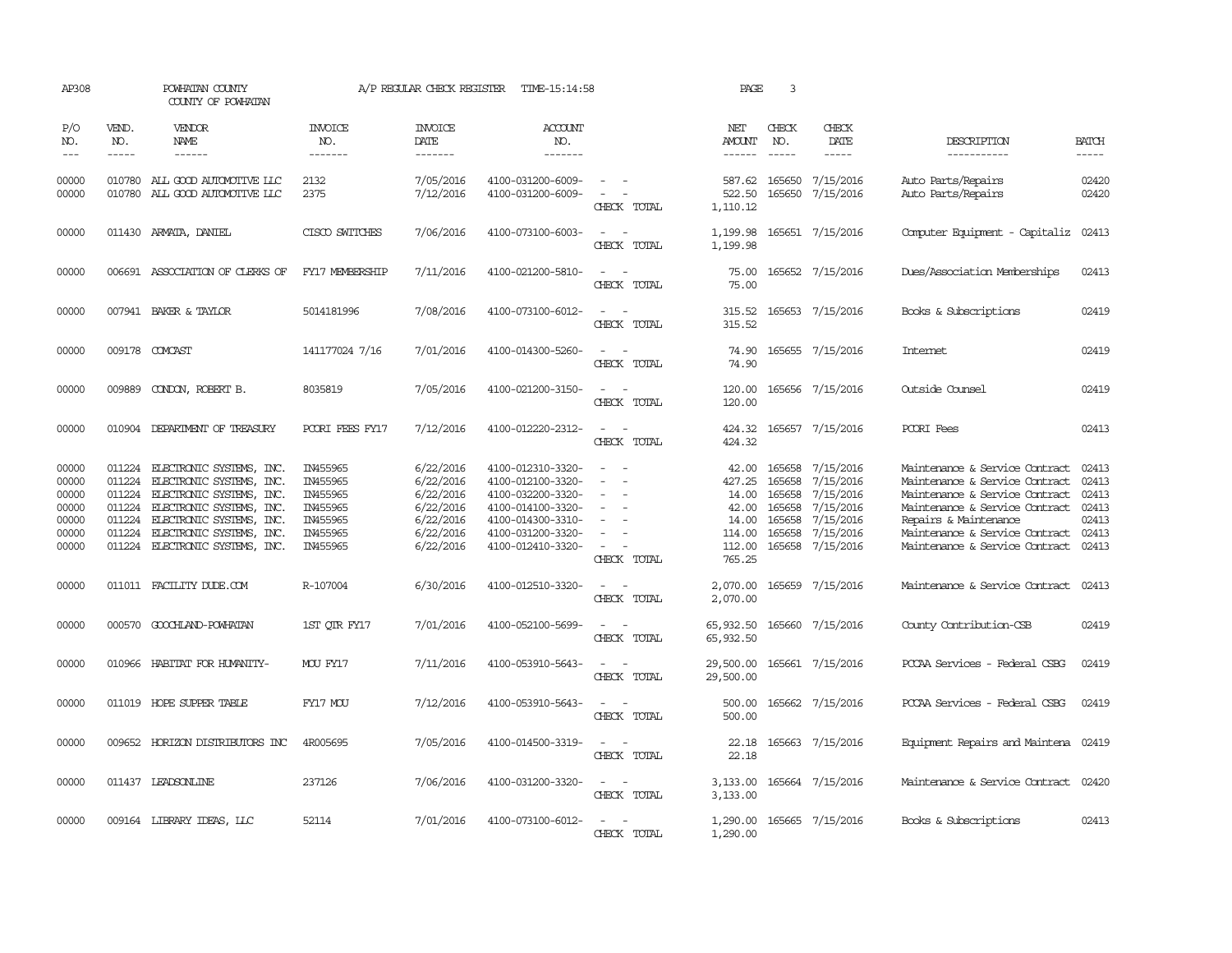AP308 POWHATAN COUNTY A/P REGULAR CHECK REGISTER TIME-15:14:58 PAGE 3

COUNTY OF POWHATAN

| P/O NO. | VEND. NO. | VENDOR NAME | INVOICE NO. | INVOICE DATE | ACCOUNT NO. | | NET AMOUNT | CHECK NO. | CHECK DATE | DESCRIPTION | BATCH |
|---|---|---|---|---|---|---|---|---|---|---|---|
| 00000 | 010780 | ALL GOOD AUTOMOTIVE LLC | 2132 | 7/05/2016 | 4100-031200-6009- | - - | 587.62 | 165650 | 7/15/2016 | Auto Parts/Repairs | 02420 |
| 00000 | 010780 | ALL GOOD AUTOMOTIVE LLC | 2375 | 7/12/2016 | 4100-031200-6009- | - - | 522.50 | 165650 | 7/15/2016 | Auto Parts/Repairs | 02420 |
| | | | | | | CHECK TOTAL | 1,110.12 | | | | |
| 00000 | 011430 | ARMATA, DANIEL | CISCO SWITCHES | 7/06/2016 | 4100-073100-6003- | - - | 1,199.98 | 165651 | 7/15/2016 | Computer Equipment - Capitaliz | 02413 |
| | | | | | | CHECK TOTAL | 1,199.98 | | | | |
| 00000 | 006691 | ASSOCIATION OF CLERKS OF | FY17 MEMBERSHIP | 7/11/2016 | 4100-021200-5810- | - - | 75.00 | 165652 | 7/15/2016 | Dues/Association Memberships | 02413 |
| | | | | | | CHECK TOTAL | 75.00 | | | | |
| 00000 | 007941 | BAKER & TAYLOR | 5014181996 | 7/08/2016 | 4100-073100-6012- | - - | 315.52 | 165653 | 7/15/2016 | Books & Subscriptions | 02419 |
| | | | | | | CHECK TOTAL | 315.52 | | | | |
| 00000 | 009178 | COMCAST | 141177024 7/16 | 7/01/2016 | 4100-014300-5260- | - - | 74.90 | 165655 | 7/15/2016 | Internet | 02419 |
| | | | | | | CHECK TOTAL | 74.90 | | | | |
| 00000 | 009889 | CONDON, ROBERT B. | 8035819 | 7/05/2016 | 4100-021200-3150- | - - | 120.00 | 165656 | 7/15/2016 | Outside Counsel | 02419 |
| | | | | | | CHECK TOTAL | 120.00 | | | | |
| 00000 | 010904 | DEPARTMENT OF TREASURY | PCORI FEES FY17 | 7/12/2016 | 4100-012220-2312- | - - | 424.32 | 165657 | 7/15/2016 | PCORI Fees | 02413 |
| | | | | | | CHECK TOTAL | 424.32 | | | | |
| 00000 | 011224 | ELECTRONIC SYSTEMS, INC. | IN455965 | 6/22/2016 | 4100-012310-3320- | - - | 42.00 | 165658 | 7/15/2016 | Maintenance & Service Contract | 02413 |
| 00000 | 011224 | ELECTRONIC SYSTEMS, INC. | IN455965 | 6/22/2016 | 4100-012100-3320- | - - | 427.25 | 165658 | 7/15/2016 | Maintenance & Service Contract | 02413 |
| 00000 | 011224 | ELECTRONIC SYSTEMS, INC. | IN455965 | 6/22/2016 | 4100-032200-3320- | - - | 14.00 | 165658 | 7/15/2016 | Maintenance & Service Contract | 02413 |
| 00000 | 011224 | ELECTRONIC SYSTEMS, INC. | IN455965 | 6/22/2016 | 4100-014100-3320- | - - | 42.00 | 165658 | 7/15/2016 | Maintenance & Service Contract | 02413 |
| 00000 | 011224 | ELECTRONIC SYSTEMS, INC. | IN455965 | 6/22/2016 | 4100-014300-3310- | - - | 14.00 | 165658 | 7/15/2016 | Repairs & Maintenance | 02413 |
| 00000 | 011224 | ELECTRONIC SYSTEMS, INC. | IN455965 | 6/22/2016 | 4100-031200-3320- | - - | 114.00 | 165658 | 7/15/2016 | Maintenance & Service Contract | 02413 |
| 00000 | 011224 | ELECTRONIC SYSTEMS, INC. | IN455965 | 6/22/2016 | 4100-012410-3320- | - - | 112.00 | 165658 | 7/15/2016 | Maintenance & Service Contract | 02413 |
| | | | | | | CHECK TOTAL | 765.25 | | | | |
| 00000 | 011011 | FACILITY DUDE.COM | R-107004 | 6/30/2016 | 4100-012510-3320- | - - | 2,070.00 | 165659 | 7/15/2016 | Maintenance & Service Contract | 02413 |
| | | | | | | CHECK TOTAL | 2,070.00 | | | | |
| 00000 | 000570 | GOOCHLAND-POWHATAN | 1ST QTR FY17 | 7/01/2016 | 4100-052100-5699- | - - | 65,932.50 | 165660 | 7/15/2016 | County Contribution-CSB | 02419 |
| | | | | | | CHECK TOTAL | 65,932.50 | | | | |
| 00000 | 010966 | HABITAT FOR HUMANITY- | MOU FY17 | 7/11/2016 | 4100-053910-5643- | - - | 29,500.00 | 165661 | 7/15/2016 | PCCAA Services - Federal CSBG | 02419 |
| | | | | | | CHECK TOTAL | 29,500.00 | | | | |
| 00000 | 011019 | HOPE SUPPER TABLE | FY17 MOU | 7/12/2016 | 4100-053910-5643- | - - | 500.00 | 165662 | 7/15/2016 | PCCAA Services - Federal CSBG | 02419 |
| | | | | | | CHECK TOTAL | 500.00 | | | | |
| 00000 | 009652 | HORIZON DISTRIBUTORS INC | 4R005695 | 7/05/2016 | 4100-014500-3319- | - - | 22.18 | 165663 | 7/15/2016 | Equipment Repairs and Maintena | 02419 |
| | | | | | | CHECK TOTAL | 22.18 | | | | |
| 00000 | 011437 | LEADSONLINE | 237126 | 7/06/2016 | 4100-031200-3320- | - - | 3,133.00 | 165664 | 7/15/2016 | Maintenance & Service Contract | 02420 |
| | | | | | | CHECK TOTAL | 3,133.00 | | | | |
| 00000 | 009164 | LIBRARY IDEAS, LLC | 52114 | 7/01/2016 | 4100-073100-6012- | - - | 1,290.00 | 165665 | 7/15/2016 | Books & Subscriptions | 02413 |
| | | | | | | CHECK TOTAL | 1,290.00 | | | | |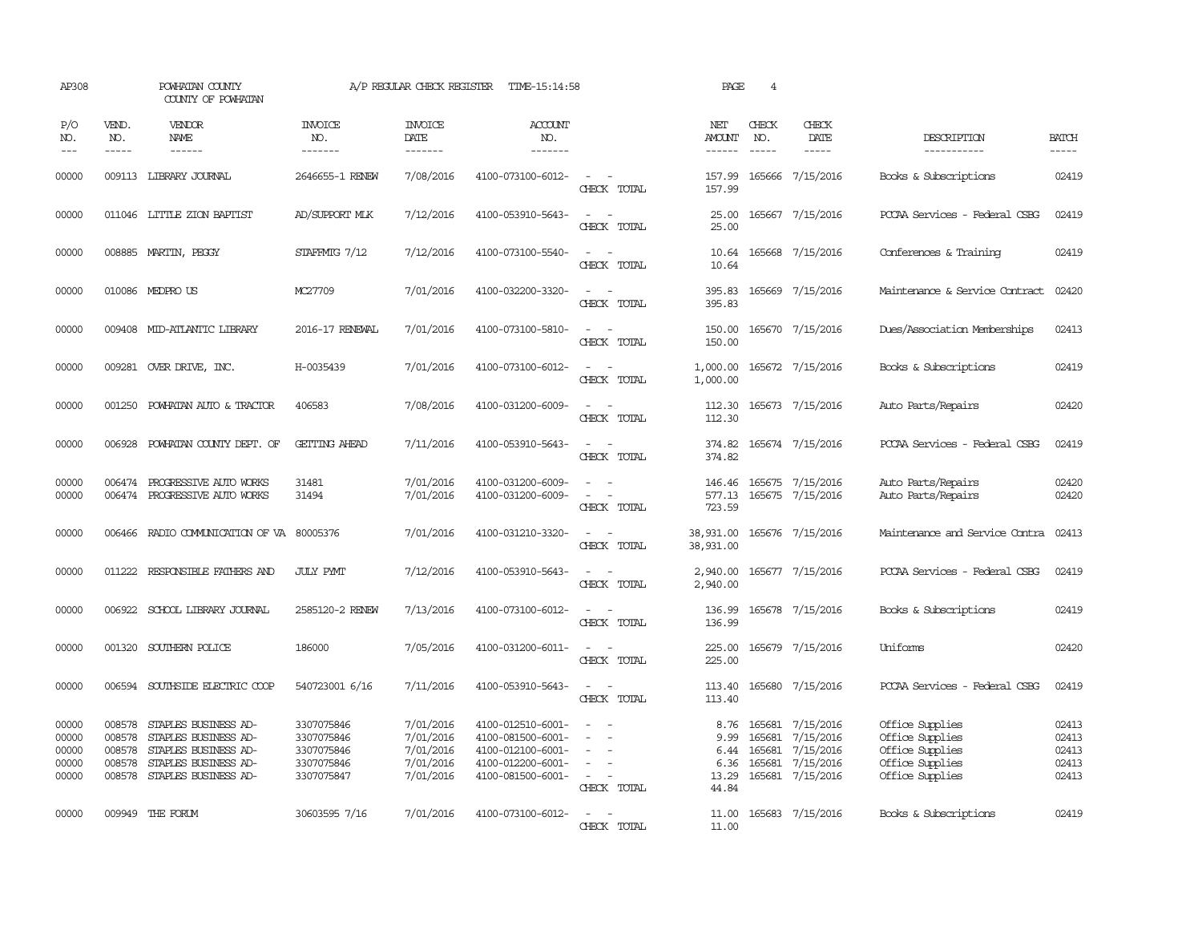AP308 POWHATAN COUNTY A/P REGULAR CHECK REGISTER TIME-15:14:58 PAGE 4
COUNTY OF POWHATAN

| P/O NO. | VEND. NO. | VENDOR NAME | INVOICE NO. | INVOICE DATE | ACCOUNT NO. | | NET AMOUNT | CHECK NO. | CHECK DATE | DESCRIPTION | BATCH |
|---|---|---|---|---|---|---|---|---|---|---|---|
| --- | ----- | ------ | ------- | ------- | ------- | | ------ | ----- | ----- | ----------- | ----- |
| 00000 | 009113 | LIBRARY JOURNAL | 2646655-1 RENEW | 7/08/2016 | 4100-073100-6012- | - - | 157.99 | 165666 | 7/15/2016 | Books & Subscriptions | 02419 |
| | | | | | | CHECK TOTAL | 157.99 | | | | |
| 00000 | 011046 | LITTLE ZION BAPTIST | AD/SUPPORT MLK | 7/12/2016 | 4100-053910-5643- | - - | 25.00 | 165667 | 7/15/2016 | PCCAA Services - Federal CSBG | 02419 |
| | | | | | | CHECK TOTAL | 25.00 | | | | |
| 00000 | 008885 | MARTIN, PEGGY | STAFFMTG 7/12 | 7/12/2016 | 4100-073100-5540- | - - | 10.64 | 165668 | 7/15/2016 | Conferences & Training | 02419 |
| | | | | | | CHECK TOTAL | 10.64 | | | | |
| 00000 | 010086 | MEDPRO US | MC27709 | 7/01/2016 | 4100-032200-3320- | - - | 395.83 | 165669 | 7/15/2016 | Maintenance & Service Contract | 02420 |
| | | | | | | CHECK TOTAL | 395.83 | | | | |
| 00000 | 009408 | MID-ATLANTIC LIBRARY | 2016-17 RENEWAL | 7/01/2016 | 4100-073100-5810- | - - | 150.00 | 165670 | 7/15/2016 | Dues/Association Memberships | 02413 |
| | | | | | | CHECK TOTAL | 150.00 | | | | |
| 00000 | 009281 | OVER DRIVE, INC. | H-0035439 | 7/01/2016 | 4100-073100-6012- | - - | 1,000.00 | 165672 | 7/15/2016 | Books & Subscriptions | 02419 |
| | | | | | | CHECK TOTAL | 1,000.00 | | | | |
| 00000 | 001250 | POWHATAN AUTO & TRACTOR | 406583 | 7/08/2016 | 4100-031200-6009- | - - | 112.30 | 165673 | 7/15/2016 | Auto Parts/Repairs | 02420 |
| | | | | | | CHECK TOTAL | 112.30 | | | | |
| 00000 | 006928 | POWHATAN COUNTY DEPT. OF | GETTING AHEAD | 7/11/2016 | 4100-053910-5643- | - - | 374.82 | 165674 | 7/15/2016 | PCCAA Services - Federal CSBG | 02419 |
| | | | | | | CHECK TOTAL | 374.82 | | | | |
| 00000 | 006474 | PROGRESSIVE AUTO WORKS | 31481 | 7/01/2016 | 4100-031200-6009- | - - | 146.46 | 165675 | 7/15/2016 | Auto Parts/Repairs | 02420 |
| 00000 | 006474 | PROGRESSIVE AUTO WORKS | 31494 | 7/01/2016 | 4100-031200-6009- | - - | 577.13 | 165675 | 7/15/2016 | Auto Parts/Repairs | 02420 |
| | | | | | | CHECK TOTAL | 723.59 | | | | |
| 00000 | 006466 | RADIO COMMUNICATION OF VA | 80005376 | 7/01/2016 | 4100-031210-3320- | - - | 38,931.00 | 165676 | 7/15/2016 | Maintenance and Service Contra | 02413 |
| | | | | | | CHECK TOTAL | 38,931.00 | | | | |
| 00000 | 011222 | RESPONSIBLE FATHERS AND | JULY PYMT | 7/12/2016 | 4100-053910-5643- | - - | 2,940.00 | 165677 | 7/15/2016 | PCCAA Services - Federal CSBG | 02419 |
| | | | | | | CHECK TOTAL | 2,940.00 | | | | |
| 00000 | 006922 | SCHOOL LIBRARY JOURNAL | 2585120-2 RENEW | 7/13/2016 | 4100-073100-6012- | - - | 136.99 | 165678 | 7/15/2016 | Books & Subscriptions | 02419 |
| | | | | | | CHECK TOTAL | 136.99 | | | | |
| 00000 | 001320 | SOUTHERN POLICE | 186000 | 7/05/2016 | 4100-031200-6011- | - - | 225.00 | 165679 | 7/15/2016 | Uniforms | 02420 |
| | | | | | | CHECK TOTAL | 225.00 | | | | |
| 00000 | 006594 | SOUTHSIDE ELECTRIC COOP | 540723001 6/16 | 7/11/2016 | 4100-053910-5643- | - - | 113.40 | 165680 | 7/15/2016 | PCCAA Services - Federal CSBG | 02419 |
| | | | | | | CHECK TOTAL | 113.40 | | | | |
| 00000 | 008578 | STAPLES BUSINESS AD- | 3307075846 | 7/01/2016 | 4100-012510-6001- | - - | 8.76 | 165681 | 7/15/2016 | Office Supplies | 02413 |
| 00000 | 008578 | STAPLES BUSINESS AD- | 3307075846 | 7/01/2016 | 4100-081500-6001- | - - | 9.99 | 165681 | 7/15/2016 | Office Supplies | 02413 |
| 00000 | 008578 | STAPLES BUSINESS AD- | 3307075846 | 7/01/2016 | 4100-012100-6001- | - - | 6.44 | 165681 | 7/15/2016 | Office Supplies | 02413 |
| 00000 | 008578 | STAPLES BUSINESS AD- | 3307075846 | 7/01/2016 | 4100-012200-6001- | - - | 6.36 | 165681 | 7/15/2016 | Office Supplies | 02413 |
| 00000 | 008578 | STAPLES BUSINESS AD- | 3307075847 | 7/01/2016 | 4100-081500-6001- | - - | 13.29 | 165681 | 7/15/2016 | Office Supplies | 02413 |
| | | | | | | CHECK TOTAL | 44.84 | | | | |
| 00000 | 009949 | THE FORUM | 30603595 7/16 | 7/01/2016 | 4100-073100-6012- | - - | 11.00 | 165683 | 7/15/2016 | Books & Subscriptions | 02419 |
| | | | | | | CHECK TOTAL | 11.00 | | | | |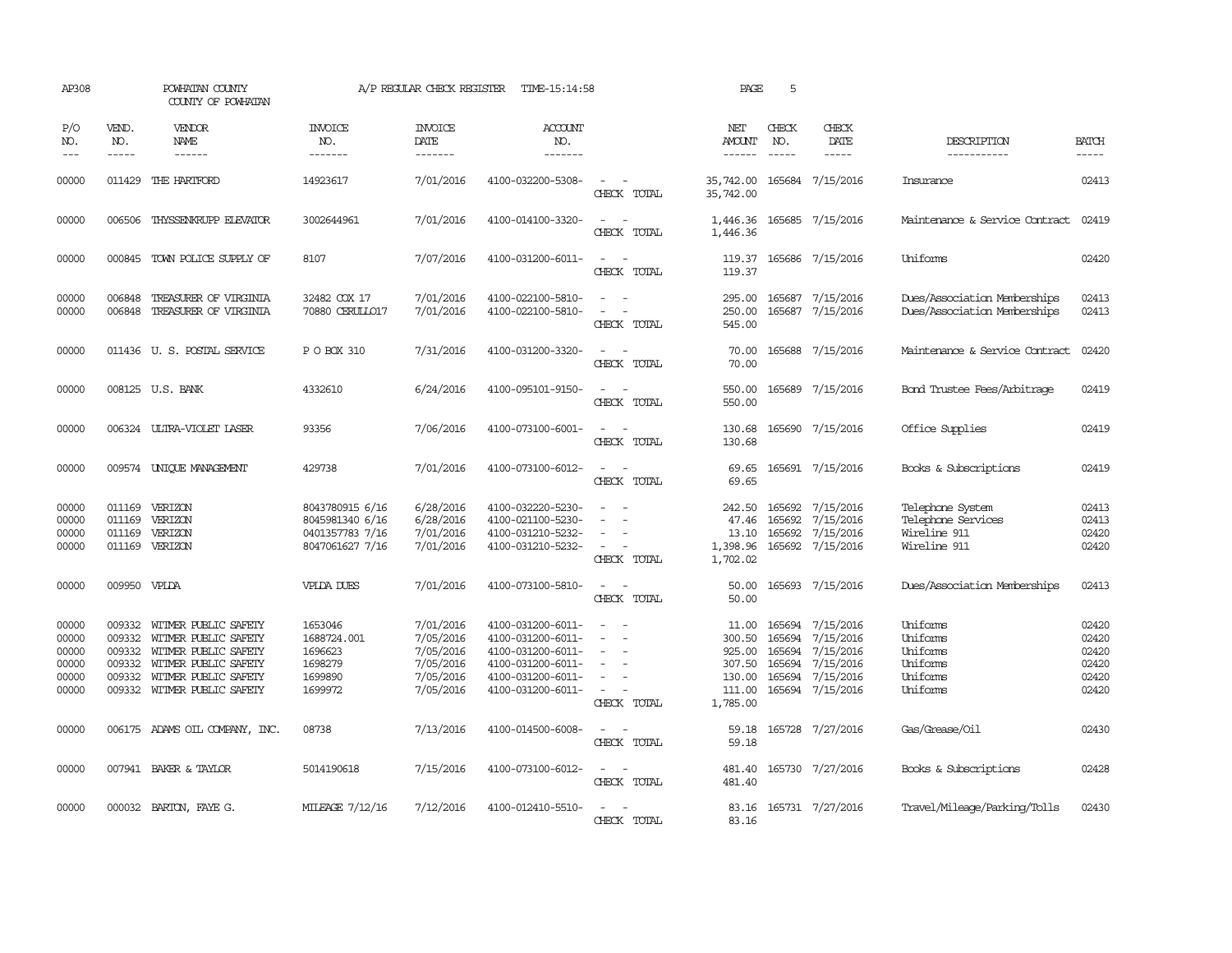AP308 POWHATAN COUNTY COUNTY OF POWHATAN A/P REGULAR CHECK REGISTER TIME-15:14:58 PAGE 5

| P/O NO. | VEND. NO. | VENDOR NAME | INVOICE NO. | INVOICE DATE | ACCOUNT NO. | | NET AMOUNT | CHECK NO. | CHECK DATE | DESCRIPTION | BATCH |
|---|---|---|---|---|---|---|---|---|---|---|---|
| 00000 | 011429 | THE HARTFORD | 14923617 | 7/01/2016 | 4100-032200-5308- | - - | 35,742.00 | 165684 | 7/15/2016 | Insurance | 02413 |
| | | | | | | CHECK TOTAL | 35,742.00 | | | | |
| 00000 | 006506 | THYSSENKRUPP ELEVATOR | 3002644961 | 7/01/2016 | 4100-014100-3320- | - - | 1,446.36 | 165685 | 7/15/2016 | Maintenance & Service Contract | 02419 |
| | | | | | | CHECK TOTAL | 1,446.36 | | | | |
| 00000 | 000845 | TOWN POLICE SUPPLY OF | 8107 | 7/07/2016 | 4100-031200-6011- | - - | 119.37 | 165686 | 7/15/2016 | Uniforms | 02420 |
| | | | | | | CHECK TOTAL | 119.37 | | | | |
| 00000 | 006848 | TREASURER OF VIRGINIA | 32482 COX 17 | 7/01/2016 | 4100-022100-5810- | - - | 295.00 | 165687 | 7/15/2016 | Dues/Association Memberships | 02413 |
| 00000 | 006848 | TREASURER OF VIRGINIA | 70880 CERULLO17 | 7/01/2016 | 4100-022100-5810- | - - | 250.00 | 165687 | 7/15/2016 | Dues/Association Memberships | 02413 |
| | | | | | | CHECK TOTAL | 545.00 | | | | |
| 00000 | 011436 | U. S. POSTAL SERVICE | P O BOX 310 | 7/31/2016 | 4100-031200-3320- | - - | 70.00 | 165688 | 7/15/2016 | Maintenance & Service Contract | 02420 |
| | | | | | | CHECK TOTAL | 70.00 | | | | |
| 00000 | 008125 | U.S. BANK | 4332610 | 6/24/2016 | 4100-095101-9150- | - - | 550.00 | 165689 | 7/15/2016 | Bond Trustee Fees/Arbitrage | 02419 |
| | | | | | | CHECK TOTAL | 550.00 | | | | |
| 00000 | 006324 | ULTRA-VIOLET LASER | 93356 | 7/06/2016 | 4100-073100-6001- | - - | 130.68 | 165690 | 7/15/2016 | Office Supplies | 02419 |
| | | | | | | CHECK TOTAL | 130.68 | | | | |
| 00000 | 009574 | UNIQUE MANAGEMENT | 429738 | 7/01/2016 | 4100-073100-6012- | - - | 69.65 | 165691 | 7/15/2016 | Books & Subscriptions | 02419 |
| | | | | | | CHECK TOTAL | 69.65 | | | | |
| 00000 | 011169 | VERIZON | 8043780915 6/16 | 6/28/2016 | 4100-032220-5230- | - - | 242.50 | 165692 | 7/15/2016 | Telephone System | 02413 |
| 00000 | 011169 | VERIZON | 8045981340 6/16 | 6/28/2016 | 4100-021100-5230- | - - | 47.46 | 165692 | 7/15/2016 | Telephone Services | 02413 |
| 00000 | 011169 | VERIZON | 0401357783 7/16 | 7/01/2016 | 4100-031210-5232- | - - | 13.10 | 165692 | 7/15/2016 | Wireline 911 | 02420 |
| 00000 | 011169 | VERIZON | 8047061627 7/16 | 7/01/2016 | 4100-031210-5232- | - - | 1,398.96 | 165692 | 7/15/2016 | Wireline 911 | 02420 |
| | | | | | | CHECK TOTAL | 1,702.02 | | | | |
| 00000 | 009950 | VPLDA | VPLDA DUES | 7/01/2016 | 4100-073100-5810- | - - | 50.00 | 165693 | 7/15/2016 | Dues/Association Memberships | 02413 |
| | | | | | | CHECK TOTAL | 50.00 | | | | |
| 00000 | 009332 | WITMER PUBLIC SAFETY | 1653046 | 7/01/2016 | 4100-031200-6011- | - - | 11.00 | 165694 | 7/15/2016 | Uniforms | 02420 |
| 00000 | 009332 | WITMER PUBLIC SAFETY | 1688724.001 | 7/05/2016 | 4100-031200-6011- | - - | 300.50 | 165694 | 7/15/2016 | Uniforms | 02420 |
| 00000 | 009332 | WITMER PUBLIC SAFETY | 1696623 | 7/05/2016 | 4100-031200-6011- | - - | 925.00 | 165694 | 7/15/2016 | Uniforms | 02420 |
| 00000 | 009332 | WITMER PUBLIC SAFETY | 1698279 | 7/05/2016 | 4100-031200-6011- | - - | 307.50 | 165694 | 7/15/2016 | Uniforms | 02420 |
| 00000 | 009332 | WITMER PUBLIC SAFETY | 1699890 | 7/05/2016 | 4100-031200-6011- | - - | 130.00 | 165694 | 7/15/2016 | Uniforms | 02420 |
| 00000 | 009332 | WITMER PUBLIC SAFETY | 1699972 | 7/05/2016 | 4100-031200-6011- | - - | 111.00 | 165694 | 7/15/2016 | Uniforms | 02420 |
| | | | | | | CHECK TOTAL | 1,785.00 | | | | |
| 00000 | 006175 | ADAMS OIL COMPANY, INC. | 08738 | 7/13/2016 | 4100-014500-6008- | - - | 59.18 | 165728 | 7/27/2016 | Gas/Grease/Oil | 02430 |
| | | | | | | CHECK TOTAL | 59.18 | | | | |
| 00000 | 007941 | BAKER & TAYLOR | 5014190618 | 7/15/2016 | 4100-073100-6012- | - - | 481.40 | 165730 | 7/27/2016 | Books & Subscriptions | 02428 |
| | | | | | | CHECK TOTAL | 481.40 | | | | |
| 00000 | 000032 | BARTON, FAYE G. | MILEAGE 7/12/16 | 7/12/2016 | 4100-012410-5510- | - - | 83.16 | 165731 | 7/27/2016 | Travel/Mileage/Parking/Tolls | 02430 |
| | | | | | | CHECK TOTAL | 83.16 | | | | |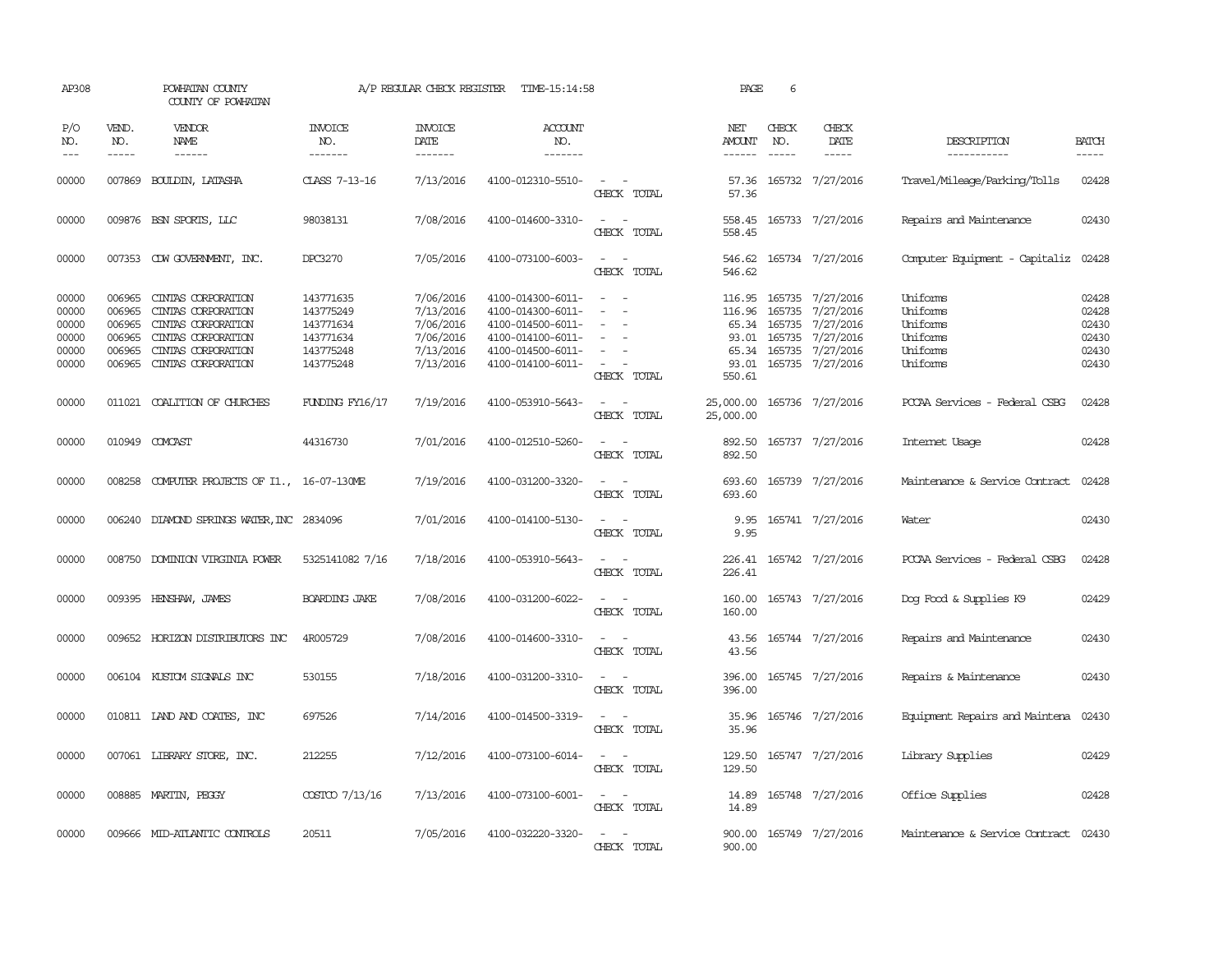AP308 POWHATAN COUNTY A/P REGULAR CHECK REGISTER TIME-15:14:58 PAGE 6

COUNTY OF POWHATAN

| P/O NO. | VEND. NO. | VENDOR NAME | INVOICE NO. | INVOICE DATE | ACCOUNT NO. | | NET AMOUNT | CHECK NO. | CHECK DATE | DESCRIPTION | BATCH |
|---|---|---|---|---|---|---|---|---|---|---|---|
| 00000 | 007869 | BOULDIN, LATASHA | CLASS 7-13-16 | 7/13/2016 | 4100-012310-5510- | - - | 57.36 | 165732 | 7/27/2016 | Travel/Mileage/Parking/Tolls | 02428 |
| | | | | | | CHECK TOTAL | 57.36 | | | | |
| 00000 | 009876 | BSN SPORTS, LLC | 98038131 | 7/08/2016 | 4100-014600-3310- | - - | 558.45 | 165733 | 7/27/2016 | Repairs and Maintenance | 02430 |
| | | | | | | CHECK TOTAL | 558.45 | | | | |
| 00000 | 007353 | CDW GOVERNMENT, INC. | DPC3270 | 7/05/2016 | 4100-073100-6003- | - - | 546.62 | 165734 | 7/27/2016 | Computer Equipment - Capitaliz | 02428 |
| | | | | | | CHECK TOTAL | 546.62 | | | | |
| 00000 | 006965 | CINTAS CORPORATION | 143771635 | 7/06/2016 | 4100-014300-6011- | - - | 116.95 | 165735 | 7/27/2016 | Uniforms | 02428 |
| 00000 | 006965 | CINTAS CORPORATION | 143775249 | 7/13/2016 | 4100-014300-6011- | - - | 116.96 | 165735 | 7/27/2016 | Uniforms | 02428 |
| 00000 | 006965 | CINTAS CORPORATION | 143771634 | 7/06/2016 | 4100-014500-6011- | - - | 65.34 | 165735 | 7/27/2016 | Uniforms | 02430 |
| 00000 | 006965 | CINTAS CORPORATION | 143771634 | 7/06/2016 | 4100-014100-6011- | - - | 93.01 | 165735 | 7/27/2016 | Uniforms | 02430 |
| 00000 | 006965 | CINTAS CORPORATION | 143775248 | 7/13/2016 | 4100-014500-6011- | - - | 65.34 | 165735 | 7/27/2016 | Uniforms | 02430 |
| 00000 | 006965 | CINTAS CORPORATION | 143775248 | 7/13/2016 | 4100-014100-6011- | - - | 93.01 | 165735 | 7/27/2016 | Uniforms | 02430 |
| | | | | | | CHECK TOTAL | 550.61 | | | | |
| 00000 | 011021 | COALITION OF CHURCHES | FUNDING FY16/17 | 7/19/2016 | 4100-053910-5643- | - - | 25,000.00 | 165736 | 7/27/2016 | PCCAA Services - Federal CSBG | 02428 |
| | | | | | | CHECK TOTAL | 25,000.00 | | | | |
| 00000 | 010949 | COMCAST | 44316730 | 7/01/2016 | 4100-012510-5260- | - - | 892.50 | 165737 | 7/27/2016 | Internet Usage | 02428 |
| | | | | | | CHECK TOTAL | 892.50 | | | | |
| 00000 | 008258 | COMPUTER PROJECTS OF Il., | 16-07-130ME | 7/19/2016 | 4100-031200-3320- | - - | 693.60 | 165739 | 7/27/2016 | Maintenance & Service Contract | 02428 |
| | | | | | | CHECK TOTAL | 693.60 | | | | |
| 00000 | 006240 | DIAMOND SPRINGS WATER,INC | 2834096 | 7/01/2016 | 4100-014100-5130- | - - | 9.95 | 165741 | 7/27/2016 | Water | 02430 |
| | | | | | | CHECK TOTAL | 9.95 | | | | |
| 00000 | 008750 | DOMINION VIRGINIA POWER | 5325141082 7/16 | 7/18/2016 | 4100-053910-5643- | - - | 226.41 | 165742 | 7/27/2016 | PCCAA Services - Federal CSBG | 02428 |
| | | | | | | CHECK TOTAL | 226.41 | | | | |
| 00000 | 009395 | HENSHAW, JAMES | BOARDING JAKE | 7/08/2016 | 4100-031200-6022- | - - | 160.00 | 165743 | 7/27/2016 | Dog Food & Supplies K9 | 02429 |
| | | | | | | CHECK TOTAL | 160.00 | | | | |
| 00000 | 009652 | HORIZON DISTRIBUTORS INC | 4R005729 | 7/08/2016 | 4100-014600-3310- | - - | 43.56 | 165744 | 7/27/2016 | Repairs and Maintenance | 02430 |
| | | | | | | CHECK TOTAL | 43.56 | | | | |
| 00000 | 006104 | KUSTOM SIGNALS INC | 530155 | 7/18/2016 | 4100-031200-3310- | - - | 396.00 | 165745 | 7/27/2016 | Repairs & Maintenance | 02430 |
| | | | | | | CHECK TOTAL | 396.00 | | | | |
| 00000 | 010811 | LAND AND COATES, INC | 697526 | 7/14/2016 | 4100-014500-3319- | - - | 35.96 | 165746 | 7/27/2016 | Equipment Repairs and Maintena | 02430 |
| | | | | | | CHECK TOTAL | 35.96 | | | | |
| 00000 | 007061 | LIBRARY STORE, INC. | 212255 | 7/12/2016 | 4100-073100-6014- | - - | 129.50 | 165747 | 7/27/2016 | Library Supplies | 02429 |
| | | | | | | CHECK TOTAL | 129.50 | | | | |
| 00000 | 008885 | MARTIN, PEGGY | COSTCO 7/13/16 | 7/13/2016 | 4100-073100-6001- | - - | 14.89 | 165748 | 7/27/2016 | Office Supplies | 02428 |
| | | | | | | CHECK TOTAL | 14.89 | | | | |
| 00000 | 009666 | MID-ATLANTIC CONTROLS | 20511 | 7/05/2016 | 4100-032220-3320- | - - | 900.00 | 165749 | 7/27/2016 | Maintenance & Service Contract | 02430 |
| | | | | | | CHECK TOTAL | 900.00 | | | | |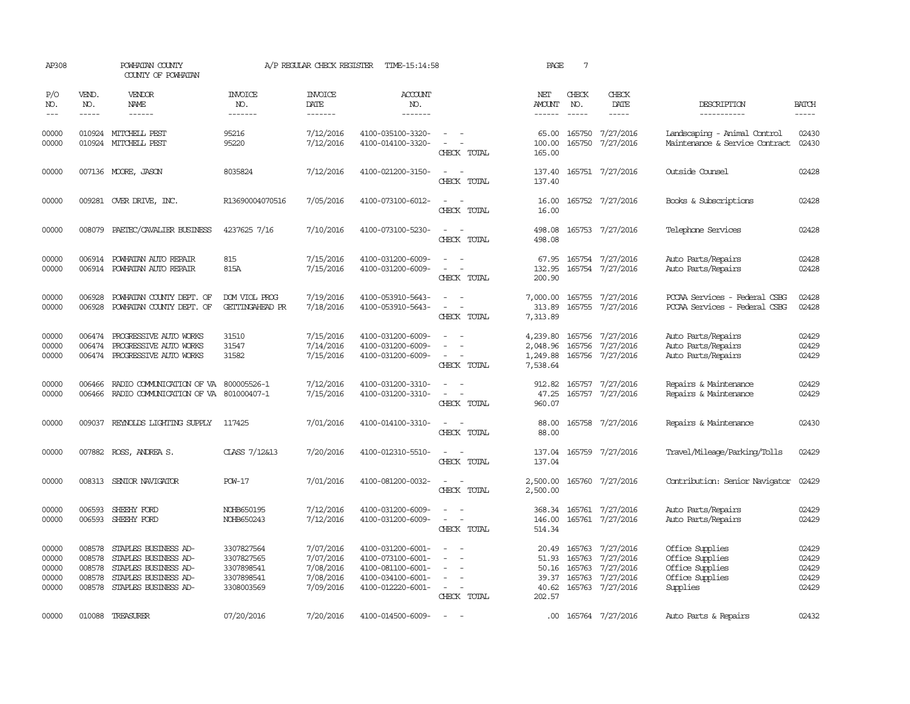AP308 POWHATAN COUNTY A/P REGULAR CHECK REGISTER TIME-15:14:58 PAGE 7
COUNTY OF POWHATAN

| P/O NO. | VEND. NO. | VENDOR NAME | INVOICE NO. | INVOICE DATE | ACCOUNT NO. | | NET AMOUNT | CHECK NO. | CHECK DATE | DESCRIPTION | BATCH |
|---|---|---|---|---|---|---|---|---|---|---|---|
| 00000 | 010924 | MITCHELL PEST | 95216 | 7/12/2016 | 4100-035100-3320- | - - | 65.00 | 165750 | 7/27/2016 | Landscaping - Animal Control | 02430 |
| 00000 | 010924 | MITCHELL PEST | 95220 | 7/12/2016 | 4100-014100-3320- | - - | 100.00 | 165750 | 7/27/2016 | Maintenance & Service Contract | 02430 |
| | | | | | | CHECK TOTAL | 165.00 | | | | |
| 00000 | 007136 | MOORE, JASON | 8035824 | 7/12/2016 | 4100-021200-3150- | - - | 137.40 | 165751 | 7/27/2016 | Outside Counsel | 02428 |
| | | | | | | CHECK TOTAL | 137.40 | | | | |
| 00000 | 009281 | OVER DRIVE, INC. | R13690004070516 | 7/05/2016 | 4100-073100-6012- | - - | 16.00 | 165752 | 7/27/2016 | Books & Subscriptions | 02428 |
| | | | | | | CHECK TOTAL | 16.00 | | | | |
| 00000 | 008079 | PAETEC/CAVALIER BUSINESS | 4237625 7/16 | 7/10/2016 | 4100-073100-5230- | - - | 498.08 | 165753 | 7/27/2016 | Telephone Services | 02428 |
| | | | | | | CHECK TOTAL | 498.08 | | | | |
| 00000 | 006914 | POWHATAN AUTO REPAIR | 815 | 7/15/2016 | 4100-031200-6009- | - - | 67.95 | 165754 | 7/27/2016 | Auto Parts/Repairs | 02428 |
| 00000 | 006914 | POWHATAN AUTO REPAIR | 815A | 7/15/2016 | 4100-031200-6009- | - - | 132.95 | 165754 | 7/27/2016 | Auto Parts/Repairs | 02428 |
| | | | | | | CHECK TOTAL | 200.90 | | | | |
| 00000 | 006928 | POWHATAN COUNTY DEPT. OF | DOM VIOL PROG | 7/19/2016 | 4100-053910-5643- | - - | 7,000.00 | 165755 | 7/27/2016 | PCCAA Services - Federal CSBG | 02428 |
| 00000 | 006928 | POWHATAN COUNTY DEPT. OF | GETTINGAHEAD PR | 7/18/2016 | 4100-053910-5643- | - - | 313.89 | 165755 | 7/27/2016 | PCCAA Services - Federal CSBG | 02428 |
| | | | | | | CHECK TOTAL | 7,313.89 | | | | |
| 00000 | 006474 | PROGRESSIVE AUTO WORKS | 31510 | 7/15/2016 | 4100-031200-6009- | - - | 4,239.80 | 165756 | 7/27/2016 | Auto Parts/Repairs | 02429 |
| 00000 | 006474 | PROGRESSIVE AUTO WORKS | 31547 | 7/14/2016 | 4100-031200-6009- | - - | 2,048.96 | 165756 | 7/27/2016 | Auto Parts/Repairs | 02429 |
| 00000 | 006474 | PROGRESSIVE AUTO WORKS | 31582 | 7/15/2016 | 4100-031200-6009- | - - | 1,249.88 | 165756 | 7/27/2016 | Auto Parts/Repairs | 02429 |
| | | | | | | CHECK TOTAL | 7,538.64 | | | | |
| 00000 | 006466 | RADIO COMMUNICATION OF VA | 800005526-1 | 7/12/2016 | 4100-031200-3310- | - - | 912.82 | 165757 | 7/27/2016 | Repairs & Maintenance | 02429 |
| 00000 | 006466 | RADIO COMMUNICATION OF VA | 801000407-1 | 7/15/2016 | 4100-031200-3310- | - - | 47.25 | 165757 | 7/27/2016 | Repairs & Maintenance | 02429 |
| | | | | | | CHECK TOTAL | 960.07 | | | | |
| 00000 | 009037 | REYNOLDS LIGHTING SUPPLY | 117425 | 7/01/2016 | 4100-014100-3310- | - - | 88.00 | 165758 | 7/27/2016 | Repairs & Maintenance | 02430 |
| | | | | | | CHECK TOTAL | 88.00 | | | | |
| 00000 | 007882 | ROSS, ANDREA S. | CLASS 7/12&13 | 7/20/2016 | 4100-012310-5510- | - - | 137.04 | 165759 | 7/27/2016 | Travel/Mileage/Parking/Tolls | 02429 |
| | | | | | | CHECK TOTAL | 137.04 | | | | |
| 00000 | 008313 | SENIOR NAVIGATOR | POW-17 | 7/01/2016 | 4100-081200-0032- | - - | 2,500.00 | 165760 | 7/27/2016 | Contribution: Senior Navigator | 02429 |
| | | | | | | CHECK TOTAL | 2,500.00 | | | | |
| 00000 | 006593 | SHEEHY FORD | NOHB650195 | 7/12/2016 | 4100-031200-6009- | - - | 368.34 | 165761 | 7/27/2016 | Auto Parts/Repairs | 02429 |
| 00000 | 006593 | SHEEHY FORD | NOHB650243 | 7/12/2016 | 4100-031200-6009- | - - | 146.00 | 165761 | 7/27/2016 | Auto Parts/Repairs | 02429 |
| | | | | | | CHECK TOTAL | 514.34 | | | | |
| 00000 | 008578 | STAPLES BUSINESS AD- | 3307827564 | 7/07/2016 | 4100-031200-6001- | - - | 20.49 | 165763 | 7/27/2016 | Office Supplies | 02429 |
| 00000 | 008578 | STAPLES BUSINESS AD- | 3307827565 | 7/07/2016 | 4100-073100-6001- | - - | 51.93 | 165763 | 7/27/2016 | Office Supplies | 02429 |
| 00000 | 008578 | STAPLES BUSINESS AD- | 3307898541 | 7/08/2016 | 4100-081100-6001- | - - | 50.16 | 165763 | 7/27/2016 | Office Supplies | 02429 |
| 00000 | 008578 | STAPLES BUSINESS AD- | 3307898541 | 7/08/2016 | 4100-034100-6001- | - - | 39.37 | 165763 | 7/27/2016 | Office Supplies | 02429 |
| 00000 | 008578 | STAPLES BUSINESS AD- | 3308003569 | 7/09/2016 | 4100-012220-6001- | - - | 40.62 | 165763 | 7/27/2016 | Supplies | 02429 |
| | | | | | | CHECK TOTAL | 202.57 | | | | |
| 00000 | 010088 | TREASURER | 07/20/2016 | 7/20/2016 | 4100-014500-6009- | - - | .00 | 165764 | 7/27/2016 | Auto Parts & Repairs | 02432 |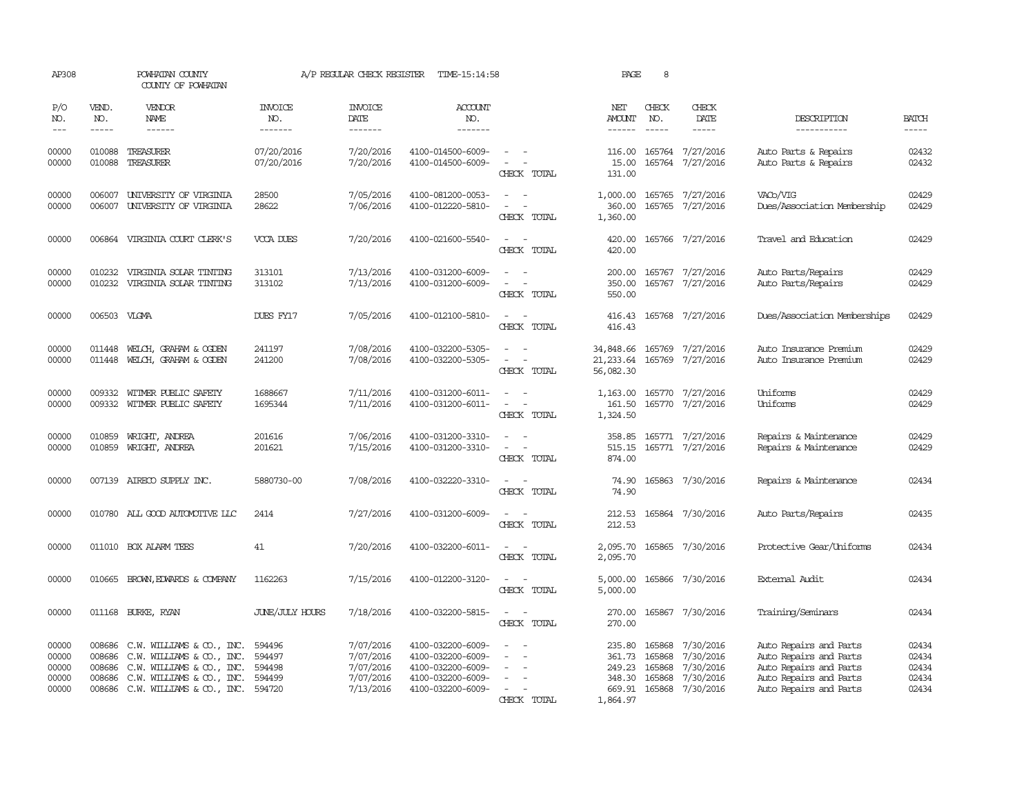AP308 POWHATAN COUNTY A/P REGULAR CHECK REGISTER TIME-15:14:58

COUNTY OF POWHATAN

| P/O NO. | VEND. NO. | VENDOR NAME | INVOICE NO. | INVOICE DATE | ACCOUNT NO. | | NET AMOUNT | CHECK NO. | CHECK DATE | DESCRIPTION | BATCH |
|---|---|---|---|---|---|---|---|---|---|---|---|
| 00000 | 010088 | TREASURER | 07/20/2016 | 7/20/2016 | 4100-014500-6009- | - - | 116.00 | 165764 | 7/27/2016 | Auto Parts & Repairs | 02432 |
| 00000 | 010088 | TREASURER | 07/20/2016 | 7/20/2016 | 4100-014500-6009- | - - | 15.00 | 165764 | 7/27/2016 | Auto Parts & Repairs | 02432 |
| | | | | | | CHECK TOTAL | 131.00 | | | | |
| 00000 | 006007 | UNIVERSITY OF VIRGINIA | 28500 | 7/05/2016 | 4100-081200-0053- | - - | 1,000.00 | 165765 | 7/27/2016 | VACo/VIG | 02429 |
| 00000 | 006007 | UNIVERSITY OF VIRGINIA | 28622 | 7/06/2016 | 4100-012220-5810- | - - | 360.00 | 165765 | 7/27/2016 | Dues/Association Membership | 02429 |
| | | | | | | CHECK TOTAL | 1,360.00 | | | | |
| 00000 | 006864 | VIRGINIA COURT CLERK'S | VCCA DUES | 7/20/2016 | 4100-021600-5540- | - - | 420.00 | 165766 | 7/27/2016 | Travel and Education | 02429 |
| | | | | | | CHECK TOTAL | 420.00 | | | | |
| 00000 | 010232 | VIRGINIA SOLAR TINTING | 313101 | 7/13/2016 | 4100-031200-6009- | - - | 200.00 | 165767 | 7/27/2016 | Auto Parts/Repairs | 02429 |
| 00000 | 010232 | VIRGINIA SOLAR TINTING | 313102 | 7/13/2016 | 4100-031200-6009- | - - | 350.00 | 165767 | 7/27/2016 | Auto Parts/Repairs | 02429 |
| | | | | | | CHECK TOTAL | 550.00 | | | | |
| 00000 | 006503 | VLGMA | DUES FY17 | 7/05/2016 | 4100-012100-5810- | - - | 416.43 | 165768 | 7/27/2016 | Dues/Association Memberships | 02429 |
| | | | | | | CHECK TOTAL | 416.43 | | | | |
| 00000 | 011448 | WELCH, GRAHAM & OGDEN | 241197 | 7/08/2016 | 4100-032200-5305- | - - | 34,848.66 | 165769 | 7/27/2016 | Auto Insurance Premium | 02429 |
| 00000 | 011448 | WELCH, GRAHAM & OGDEN | 241200 | 7/08/2016 | 4100-032200-5305- | - - | 21,233.64 | 165769 | 7/27/2016 | Auto Insurance Premium | 02429 |
| | | | | | | CHECK TOTAL | 56,082.30 | | | | |
| 00000 | 009332 | WITMER PUBLIC SAFETY | 1688667 | 7/11/2016 | 4100-031200-6011- | - - | 1,163.00 | 165770 | 7/27/2016 | Uniforms | 02429 |
| 00000 | 009332 | WITMER PUBLIC SAFETY | 1695344 | 7/11/2016 | 4100-031200-6011- | - - | 161.50 | 165770 | 7/27/2016 | Uniforms | 02429 |
| | | | | | | CHECK TOTAL | 1,324.50 | | | | |
| 00000 | 010859 | WRIGHT, ANDREA | 201616 | 7/06/2016 | 4100-031200-3310- | - - | 358.85 | 165771 | 7/27/2016 | Repairs & Maintenance | 02429 |
| 00000 | 010859 | WRIGHT, ANDREA | 201621 | 7/15/2016 | 4100-031200-3310- | - - | 515.15 | 165771 | 7/27/2016 | Repairs & Maintenance | 02429 |
| | | | | | | CHECK TOTAL | 874.00 | | | | |
| 00000 | 007139 | AIRECO SUPPLY INC. | 5880730-00 | 7/08/2016 | 4100-032220-3310- | - - | 74.90 | 165863 | 7/30/2016 | Repairs & Maintenance | 02434 |
| | | | | | | CHECK TOTAL | 74.90 | | | | |
| 00000 | 010780 | ALL GOOD AUTOMOTIVE LLC | 2414 | 7/27/2016 | 4100-031200-6009- | - - | 212.53 | 165864 | 7/30/2016 | Auto Parts/Repairs | 02435 |
| | | | | | | CHECK TOTAL | 212.53 | | | | |
| 00000 | 011010 | BOX ALARM TEES | 41 | 7/20/2016 | 4100-032200-6011- | - - | 2,095.70 | 165865 | 7/30/2016 | Protective Gear/Uniforms | 02434 |
| | | | | | | CHECK TOTAL | 2,095.70 | | | | |
| 00000 | 010665 | BROWN,EDWARDS & COMPANY | 1162263 | 7/15/2016 | 4100-012200-3120- | - - | 5,000.00 | 165866 | 7/30/2016 | External Audit | 02434 |
| | | | | | | CHECK TOTAL | 5,000.00 | | | | |
| 00000 | 011168 | BURKE, RYAN | JUNE/JULY HOURS | 7/18/2016 | 4100-032200-5815- | - - | 270.00 | 165867 | 7/30/2016 | Training/Seminars | 02434 |
| | | | | | | CHECK TOTAL | 270.00 | | | | |
| 00000 | 008686 | C.W. WILLIAMS & CO., INC. | 594496 | 7/07/2016 | 4100-032200-6009- | - - | 235.80 | 165868 | 7/30/2016 | Auto Repairs and Parts | 02434 |
| 00000 | 008686 | C.W. WILLIAMS & CO., INC. | 594497 | 7/07/2016 | 4100-032200-6009- | - - | 361.73 | 165868 | 7/30/2016 | Auto Repairs and Parts | 02434 |
| 00000 | 008686 | C.W. WILLIAMS & CO., INC. | 594498 | 7/07/2016 | 4100-032200-6009- | - - | 249.23 | 165868 | 7/30/2016 | Auto Repairs and Parts | 02434 |
| 00000 | 008686 | C.W. WILLIAMS & CO., INC. | 594499 | 7/07/2016 | 4100-032200-6009- | - - | 348.30 | 165868 | 7/30/2016 | Auto Repairs and Parts | 02434 |
| 00000 | 008686 | C.W. WILLIAMS & CO., INC. | 594720 | 7/13/2016 | 4100-032200-6009- | - - | 669.91 | 165868 | 7/30/2016 | Auto Repairs and Parts | 02434 |
| | | | | | | CHECK TOTAL | 1,864.97 | | | | |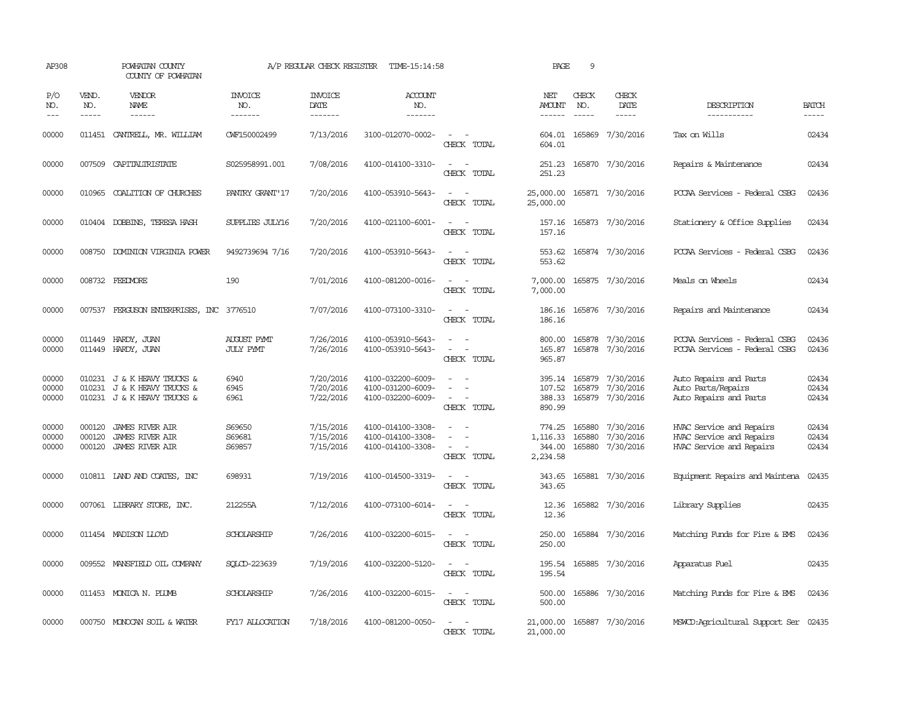AP308 POWHATAN COUNTY A/P REGULAR CHECK REGISTER TIME-15:14:58 PAGE 9

COUNTY OF POWHATAN

| P/O NO. | VEND. NO. | VENDOR NAME | INVOICE NO. | INVOICE DATE | ACCOUNT NO. | | NET AMOUNT | CHECK NO. | CHECK DATE | DESCRIPTION | BATCH |
|---|---|---|---|---|---|---|---|---|---|---|---|
| 00000 | 011451 | CANTRELL, MR. WILLIAM | CWF150002499 | 7/13/2016 | 4100-012070-0002- | - - | 604.01 | 165869 | 7/30/2016 | Tax on Wills | 02434 |
| | | | | | | CHECK TOTAL | 604.01 | | | | |
| 00000 | 007509 | CAPITALTRISTATE | S025958991.001 | 7/08/2016 | 4100-014100-3310- | - - | 251.23 | 165870 | 7/30/2016 | Repairs & Maintenance | 02434 |
| | | | | | | CHECK TOTAL | 251.23 | | | | |
| 00000 | 010965 | COALITION OF CHURCHES | PANTRY GRANT'17 | 7/20/2016 | 4100-053910-5643- | - - | 25,000.00 | 165871 | 7/30/2016 | PCCAA Services - Federal CSBG | 02436 |
| | | | | | | CHECK TOTAL | 25,000.00 | | | | |
| 00000 | 010404 | DOBBINS, TERESA HASH | SUPPLIES JULY16 | 7/20/2016 | 4100-021100-6001- | - - | 157.16 | 165873 | 7/30/2016 | Stationery & Office Supplies | 02434 |
| | | | | | | CHECK TOTAL | 157.16 | | | | |
| 00000 | 008750 | DOMINION VIRGINIA POWER | 9492739694 7/16 | 7/20/2016 | 4100-053910-5643- | - - | 553.62 | 165874 | 7/30/2016 | PCCAA Services - Federal CSBG | 02436 |
| | | | | | | CHECK TOTAL | 553.62 | | | | |
| 00000 | 008732 | FEEDMORE | 190 | 7/01/2016 | 4100-081200-0016- | - - | 7,000.00 | 165875 | 7/30/2016 | Meals on Wheels | 02434 |
| | | | | | | CHECK TOTAL | 7,000.00 | | | | |
| 00000 | 007537 | FERGUSON ENTERPRISES, INC | 3776510 | 7/07/2016 | 4100-073100-3310- | - - | 186.16 | 165876 | 7/30/2016 | Repairs and Maintenance | 02434 |
| | | | | | | CHECK TOTAL | 186.16 | | | | |
| 00000 | 011449 | HARDY, JUAN | AUGUST PYMT | 7/26/2016 | 4100-053910-5643- | - - | 800.00 | 165878 | 7/30/2016 | PCCAA Services - Federal CSBG | 02436 |
| 00000 | 011449 | HARDY, JUAN | JULY PYMT | 7/26/2016 | 4100-053910-5643- | - - | 165.87 | 165878 | 7/30/2016 | PCCAA Services - Federal CSBG | 02436 |
| | | | | | | CHECK TOTAL | 965.87 | | | | |
| 00000 | 010231 | J & K HEAVY TRUCKS & | 6940 | 7/20/2016 | 4100-032200-6009- | - - | 395.14 | 165879 | 7/30/2016 | Auto Repairs and Parts | 02434 |
| 00000 | 010231 | J & K HEAVY TRUCKS & | 6945 | 7/20/2016 | 4100-031200-6009- | - - | 107.52 | 165879 | 7/30/2016 | Auto Parts/Repairs | 02434 |
| 00000 | 010231 | J & K HEAVY TRUCKS & | 6961 | 7/22/2016 | 4100-032200-6009- | - - | 388.33 | 165879 | 7/30/2016 | Auto Repairs and Parts | 02434 |
| | | | | | | CHECK TOTAL | 890.99 | | | | |
| 00000 | 000120 | JAMES RIVER AIR | S69650 | 7/15/2016 | 4100-014100-3308- | - - | 774.25 | 165880 | 7/30/2016 | HVAC Service and Repairs | 02434 |
| 00000 | 000120 | JAMES RIVER AIR | S69681 | 7/15/2016 | 4100-014100-3308- | - - | 1,116.33 | 165880 | 7/30/2016 | HVAC Service and Repairs | 02434 |
| 00000 | 000120 | JAMES RIVER AIR | S69857 | 7/15/2016 | 4100-014100-3308- | - - | 344.00 | 165880 | 7/30/2016 | HVAC Service and Repairs | 02434 |
| | | | | | | CHECK TOTAL | 2,234.58 | | | | |
| 00000 | 010811 | LAND AND COATES, INC | 698931 | 7/19/2016 | 4100-014500-3319- | - - | 343.65 | 165881 | 7/30/2016 | Equipment Repairs and Maintena | 02435 |
| | | | | | | CHECK TOTAL | 343.65 | | | | |
| 00000 | 007061 | LIBRARY STORE, INC. | 212255A | 7/12/2016 | 4100-073100-6014- | - - | 12.36 | 165882 | 7/30/2016 | Library Supplies | 02435 |
| | | | | | | CHECK TOTAL | 12.36 | | | | |
| 00000 | 011454 | MADISON LLOYD | SCHOLARSHIP | 7/26/2016 | 4100-032200-6015- | - - | 250.00 | 165884 | 7/30/2016 | Matching Funds for Fire & EMS | 02436 |
| | | | | | | CHECK TOTAL | 250.00 | | | | |
| 00000 | 009552 | MANSFIELD OIL COMPANY | SQLCD-223639 | 7/19/2016 | 4100-032200-5120- | - - | 195.54 | 165885 | 7/30/2016 | Apparatus Fuel | 02435 |
| | | | | | | CHECK TOTAL | 195.54 | | | | |
| 00000 | 011453 | MONICA N. PLUMB | SCHOLARSHIP | 7/26/2016 | 4100-032200-6015- | - - | 500.00 | 165886 | 7/30/2016 | Matching Funds for Fire & EMS | 02436 |
| | | | | | | CHECK TOTAL | 500.00 | | | | |
| 00000 | 000750 | MONOCAN SOIL & WATER | FY17 ALLOCATION | 7/18/2016 | 4100-081200-0050- | - - | 21,000.00 | 165887 | 7/30/2016 | MSWCD:Agricultural Support Ser | 02435 |
| | | | | | | CHECK TOTAL | 21,000.00 | | | | |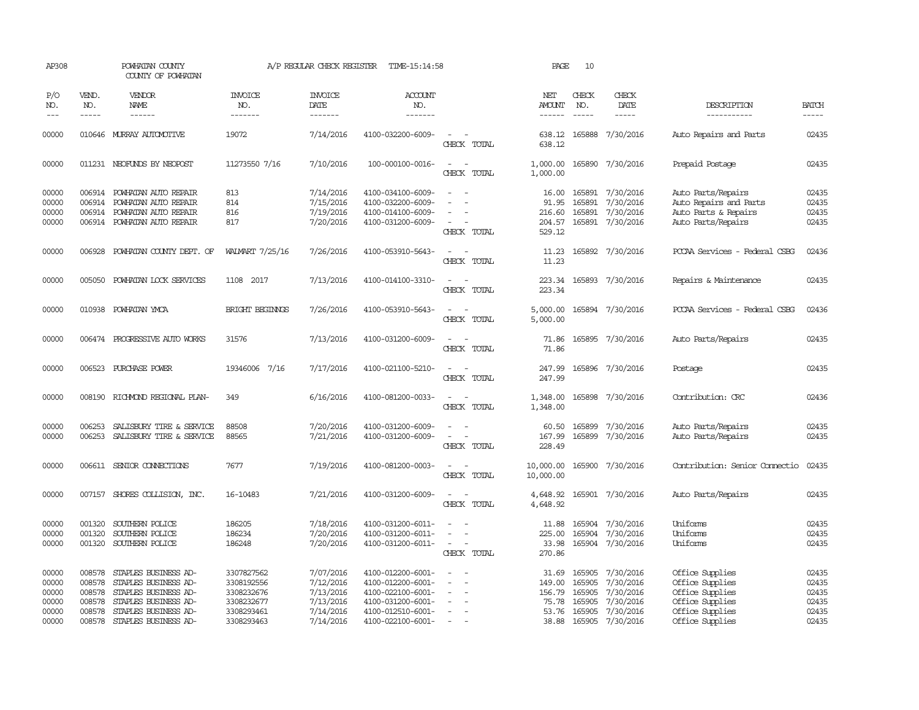AP308 POWHATAN COUNTY A/P REGULAR CHECK REGISTER TIME-15:14:58 PAGE 10
COUNTY OF POWHATAN

| P/O NO. | VEND. NO. | VENDOR NAME | INVOICE NO. | INVOICE DATE | ACCOUNT NO. | | NET AMOUNT | CHECK NO. | CHECK DATE | DESCRIPTION | BATCH |
|---|---|---|---|---|---|---|---|---|---|---|---|
| 00000 | 010646 | MURRAY AUTOMOTIVE | 19072 | 7/14/2016 | 4100-032200-6009- | - - | 638.12 | 165888 | 7/30/2016 | Auto Repairs and Parts | 02435 |
| | | | | | | CHECK TOTAL | 638.12 | | | | |
| 00000 | 011231 | NEOFUNDS BY NEOPOST | 11273550 7/16 | 7/10/2016 | 100-000100-0016- | - - | 1,000.00 | 165890 | 7/30/2016 | Prepaid Postage | 02435 |
| | | | | | | CHECK TOTAL | 1,000.00 | | | | |
| 00000 | 006914 | POWHATAN AUTO REPAIR | 813 | 7/14/2016 | 4100-034100-6009- | - - | 16.00 | 165891 | 7/30/2016 | Auto Parts/Repairs | 02435 |
| 00000 | 006914 | POWHATAN AUTO REPAIR | 814 | 7/15/2016 | 4100-032200-6009- | - - | 91.95 | 165891 | 7/30/2016 | Auto Repairs and Parts | 02435 |
| 00000 | 006914 | POWHATAN AUTO REPAIR | 816 | 7/19/2016 | 4100-014100-6009- | - - | 216.60 | 165891 | 7/30/2016 | Auto Parts & Repairs | 02435 |
| 00000 | 006914 | POWHATAN AUTO REPAIR | 817 | 7/20/2016 | 4100-031200-6009- | - - | 204.57 | 165891 | 7/30/2016 | Auto Parts/Repairs | 02435 |
| | | | | | | CHECK TOTAL | 529.12 | | | | |
| 00000 | 006928 | POWHATAN COUNTY DEPT. OF | WALMART 7/25/16 | 7/26/2016 | 4100-053910-5643- | - - | 11.23 | 165892 | 7/30/2016 | PCCAA Services - Federal CSBG | 02436 |
| | | | | | | CHECK TOTAL | 11.23 | | | | |
| 00000 | 005050 | POWHATAN LOCK SERVICES | 1108 2017 | 7/13/2016 | 4100-014100-3310- | - - | 223.34 | 165893 | 7/30/2016 | Repairs & Maintenance | 02435 |
| | | | | | | CHECK TOTAL | 223.34 | | | | |
| 00000 | 010938 | POWHATAN YMCA | BRIGHT BEGINNGS | 7/26/2016 | 4100-053910-5643- | - - | 5,000.00 | 165894 | 7/30/2016 | PCCAA Services - Federal CSBG | 02436 |
| | | | | | | CHECK TOTAL | 5,000.00 | | | | |
| 00000 | 006474 | PROGRESSIVE AUTO WORKS | 31576 | 7/13/2016 | 4100-031200-6009- | - - | 71.86 | 165895 | 7/30/2016 | Auto Parts/Repairs | 02435 |
| | | | | | | CHECK TOTAL | 71.86 | | | | |
| 00000 | 006523 | PURCHASE POWER | 19346006 7/16 | 7/17/2016 | 4100-021100-5210- | - - | 247.99 | 165896 | 7/30/2016 | Postage | 02435 |
| | | | | | | CHECK TOTAL | 247.99 | | | | |
| 00000 | 008190 | RICHMOND REGIONAL PLAN- | 349 | 6/16/2016 | 4100-081200-0033- | - - | 1,348.00 | 165898 | 7/30/2016 | Contribution: CRC | 02436 |
| | | | | | | CHECK TOTAL | 1,348.00 | | | | |
| 00000 | 006253 | SALISBURY TIRE & SERVICE | 88508 | 7/20/2016 | 4100-031200-6009- | - - | 60.50 | 165899 | 7/30/2016 | Auto Parts/Repairs | 02435 |
| 00000 | 006253 | SALISBURY TIRE & SERVICE | 88565 | 7/21/2016 | 4100-031200-6009- | - - | 167.99 | 165899 | 7/30/2016 | Auto Parts/Repairs | 02435 |
| | | | | | | CHECK TOTAL | 228.49 | | | | |
| 00000 | 006611 | SENIOR CONNECTIONS | 7677 | 7/19/2016 | 4100-081200-0003- | - - | 10,000.00 | 165900 | 7/30/2016 | Contribution: Senior Connectio | 02435 |
| | | | | | | CHECK TOTAL | 10,000.00 | | | | |
| 00000 | 007157 | SHORES COLLISION, INC. | 16-10483 | 7/21/2016 | 4100-031200-6009- | - - | 4,648.92 | 165901 | 7/30/2016 | Auto Parts/Repairs | 02435 |
| | | | | | | CHECK TOTAL | 4,648.92 | | | | |
| 00000 | 001320 | SOUTHERN POLICE | 186205 | 7/18/2016 | 4100-031200-6011- | - - | 11.88 | 165904 | 7/30/2016 | Uniforms | 02435 |
| 00000 | 001320 | SOUTHERN POLICE | 186234 | 7/20/2016 | 4100-031200-6011- | - - | 225.00 | 165904 | 7/30/2016 | Uniforms | 02435 |
| 00000 | 001320 | SOUTHERN POLICE | 186248 | 7/20/2016 | 4100-031200-6011- | - - | 33.98 | 165904 | 7/30/2016 | Uniforms | 02435 |
| | | | | | | CHECK TOTAL | 270.86 | | | | |
| 00000 | 008578 | STAPLES BUSINESS AD- | 3307827562 | 7/07/2016 | 4100-012200-6001- | - - | 31.69 | 165905 | 7/30/2016 | Office Supplies | 02435 |
| 00000 | 008578 | STAPLES BUSINESS AD- | 3308192556 | 7/12/2016 | 4100-012200-6001- | - - | 149.00 | 165905 | 7/30/2016 | Office Supplies | 02435 |
| 00000 | 008578 | STAPLES BUSINESS AD- | 3308232676 | 7/13/2016 | 4100-022100-6001- | - - | 156.79 | 165905 | 7/30/2016 | Office Supplies | 02435 |
| 00000 | 008578 | STAPLES BUSINESS AD- | 3308232677 | 7/13/2016 | 4100-031200-6001- | - - | 75.78 | 165905 | 7/30/2016 | Office Supplies | 02435 |
| 00000 | 008578 | STAPLES BUSINESS AD- | 3308293461 | 7/14/2016 | 4100-012510-6001- | - - | 53.76 | 165905 | 7/30/2016 | Office Supplies | 02435 |
| 00000 | 008578 | STAPLES BUSINESS AD- | 3308293463 | 7/14/2016 | 4100-022100-6001- | - - | 38.88 | 165905 | 7/30/2016 | Office Supplies | 02435 |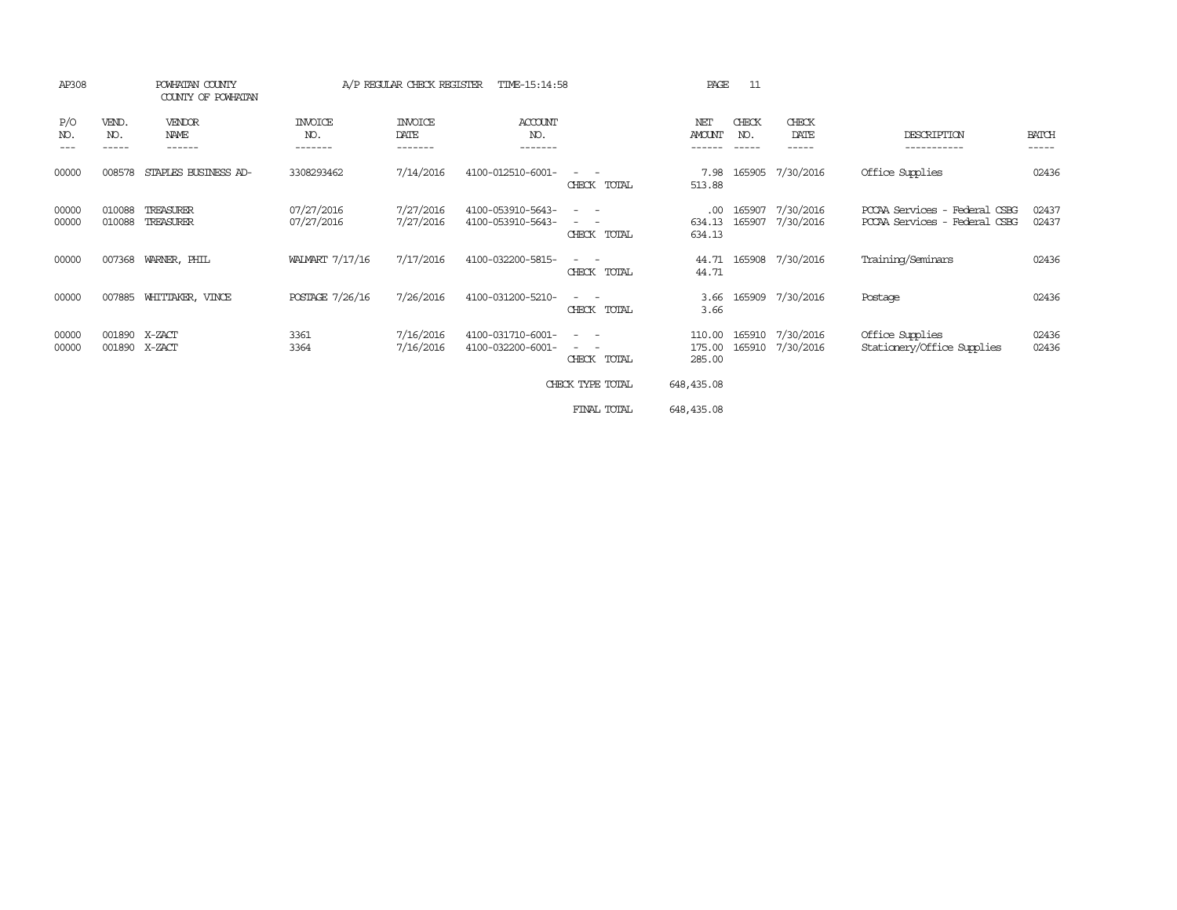AP308 POWHATAN COUNTY A/P REGULAR CHECK REGISTER TIME-15:14:58

COUNTY OF POWHATAN

| P/O NO. | VEND. NO. | VENDOR NAME | INVOICE NO. | INVOICE DATE | ACCOUNT NO. | | NET AMOUNT | CHECK NO. | CHECK DATE | DESCRIPTION | BATCH |
|---|---|---|---|---|---|---|---|---|---|---|---|
| 00000 | 008578 | STAPLES BUSINESS AD- | 3308293462 | 7/14/2016 | 4100-012510-6001- | - - | 7.98 | 165905 | 7/30/2016 | Office Supplies | 02436 |
| | | | | | | CHECK TOTAL | 513.88 | | | | |
| 00000 | 010088 | TREASURER | 07/27/2016 | 7/27/2016 | 4100-053910-5643- | - - | .00 | 165907 | 7/30/2016 | PCCAA Services - Federal CSBG | 02437 |
| 00000 | 010088 | TREASURER | 07/27/2016 | 7/27/2016 | 4100-053910-5643- | - - | 634.13 | 165907 | 7/30/2016 | PCCAA Services - Federal CSBG | 02437 |
| | | | | | | CHECK TOTAL | 634.13 | | | | |
| 00000 | 007368 | WARNER, PHIL | WALMART 7/17/16 | 7/17/2016 | 4100-032200-5815- | - - | 44.71 | 165908 | 7/30/2016 | Training/Seminars | 02436 |
| | | | | | | CHECK TOTAL | 44.71 | | | | |
| 00000 | 007885 | WHITTAKER, VINCE | POSTAGE 7/26/16 | 7/26/2016 | 4100-031200-5210- | - - | 3.66 | 165909 | 7/30/2016 | Postage | 02436 |
| | | | | | | CHECK TOTAL | 3.66 | | | | |
| 00000 | 001890 | X-ZACT | 3361 | 7/16/2016 | 4100-031710-6001- | - - | 110.00 | 165910 | 7/30/2016 | Office Supplies | 02436 |
| 00000 | 001890 | X-ZACT | 3364 | 7/16/2016 | 4100-032200-6001- | - - | 175.00 | 165910 | 7/30/2016 | Stationery/Office Supplies | 02436 |
| | | | | | | CHECK TOTAL | 285.00 | | | | |
| | | | | | | CHECK TYPE TOTAL | 648,435.08 | | | | |
| | | | | | | FINAL TOTAL | 648,435.08 | | | | |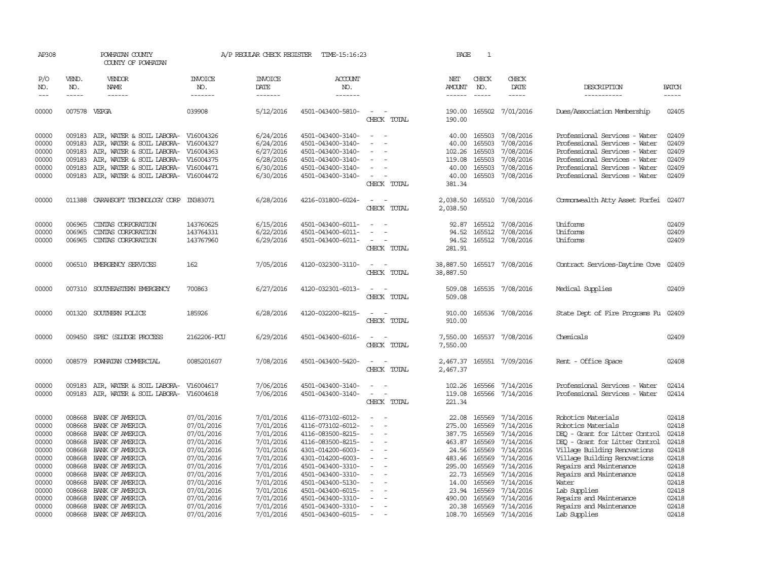AP308 POWHATAN COUNTY A/P REGULAR CHECK REGISTER TIME-15:16:23 PAGE 1

COUNTY OF POWHATAN

| P/O NO. | VEND. NO. | VENDOR NAME | INVOICE NO. | INVOICE DATE | ACCOUNT NO. | | NET AMOUNT | CHECK NO. | CHECK DATE | DESCRIPTION | BATCH |
|---|---|---|---|---|---|---|---|---|---|---|---|
| 00000 | 007578 | VEPGA | 039908 | 5/12/2016 | 4501-043400-5810- | - - | 190.00 | 165502 | 7/01/2016 | Dues/Association Membership | 02405 |
| | | | | | | CHECK TOTAL | 190.00 | | | | |
| 00000 | 009183 | AIR, WATER & SOIL LABORA- | V16004326 | 6/24/2016 | 4501-043400-3140- | - - | 40.00 | 165503 | 7/08/2016 | Professional Services - Water | 02409 |
| 00000 | 009183 | AIR, WATER & SOIL LABORA- | V16004327 | 6/24/2016 | 4501-043400-3140- | - - | 40.00 | 165503 | 7/08/2016 | Professional Services - Water | 02409 |
| 00000 | 009183 | AIR, WATER & SOIL LABORA- | V16004363 | 6/27/2016 | 4501-043400-3140- | - - | 102.26 | 165503 | 7/08/2016 | Professional Services - Water | 02409 |
| 00000 | 009183 | AIR, WATER & SOIL LABORA- | V16004375 | 6/28/2016 | 4501-043400-3140- | - - | 119.08 | 165503 | 7/08/2016 | Professional Services - Water | 02409 |
| 00000 | 009183 | AIR, WATER & SOIL LABORA- | V16004471 | 6/30/2016 | 4501-043400-3140- | - - | 40.00 | 165503 | 7/08/2016 | Professional Services - Water | 02409 |
| 00000 | 009183 | AIR, WATER & SOIL LABORA- | V16004472 | 6/30/2016 | 4501-043400-3140- | - - | 40.00 | 165503 | 7/08/2016 | Professional Services - Water | 02409 |
| | | | | | | CHECK TOTAL | 381.34 | | | | |
| 00000 | 011388 | CARAHSOFT TECHNOLOGY CORP | IN383071 | 6/28/2016 | 4216-031800-6024- | - - | 2,038.50 | 165510 | 7/08/2016 | Commonwealth Atty Asset Forfei | 02407 |
| | | | | | | CHECK TOTAL | 2,038.50 | | | | |
| 00000 | 006965 | CINTAS CORPORATION | 143760625 | 6/15/2016 | 4501-043400-6011- | - - | 92.87 | 165512 | 7/08/2016 | Uniforms | 02409 |
| 00000 | 006965 | CINTAS CORPORATION | 143764331 | 6/22/2016 | 4501-043400-6011- | - - | 94.52 | 165512 | 7/08/2016 | Uniforms | 02409 |
| 00000 | 006965 | CINTAS CORPORATION | 143767960 | 6/29/2016 | 4501-043400-6011- | - - | 94.52 | 165512 | 7/08/2016 | Uniforms | 02409 |
| | | | | | | CHECK TOTAL | 281.91 | | | | |
| 00000 | 006510 | EMERGENCY SERVICES | 162 | 7/05/2016 | 4120-032300-3110- | - - | 38,887.50 | 165517 | 7/08/2016 | Contract Services-Daytime Cove | 02409 |
| | | | | | | CHECK TOTAL | 38,887.50 | | | | |
| 00000 | 007310 | SOUTHEASTERN EMERGENCY | 700863 | 6/27/2016 | 4120-032301-6013- | - - | 509.08 | 165535 | 7/08/2016 | Medical Supplies | 02409 |
| | | | | | | CHECK TOTAL | 509.08 | | | | |
| 00000 | 001320 | SOUTHERN POLICE | 185926 | 6/28/2016 | 4120-032200-8215- | - - | 910.00 | 165536 | 7/08/2016 | State Dept of Fire Programs Fu | 02409 |
| | | | | | | CHECK TOTAL | 910.00 | | | | |
| 00000 | 009450 | SPEC (SLUDGE PROCESS | 2162206-PCU | 6/29/2016 | 4501-043400-6016- | - - | 7,550.00 | 165537 | 7/08/2016 | Chemicals | 02409 |
| | | | | | | CHECK TOTAL | 7,550.00 | | | | |
| 00000 | 008579 | POWHATAN COMMERCIAL | 0085201607 | 7/08/2016 | 4501-043400-5420- | - - | 2,467.37 | 165551 | 7/09/2016 | Rent - Office Space | 02408 |
| | | | | | | CHECK TOTAL | 2,467.37 | | | | |
| 00000 | 009183 | AIR, WATER & SOIL LABORA- | V16004617 | 7/06/2016 | 4501-043400-3140- | - - | 102.26 | 165566 | 7/14/2016 | Professional Services - Water | 02414 |
| 00000 | 009183 | AIR, WATER & SOIL LABORA- | V16004618 | 7/06/2016 | 4501-043400-3140- | - - | 119.08 | 165566 | 7/14/2016 | Professional Services - Water | 02414 |
| | | | | | | CHECK TOTAL | 221.34 | | | | |
| 00000 | 008668 | BANK OF AMERICA | 07/01/2016 | 7/01/2016 | 4116-073102-6012- | - - | 22.08 | 165569 | 7/14/2016 | Robotics Materials | 02418 |
| 00000 | 008668 | BANK OF AMERICA | 07/01/2016 | 7/01/2016 | 4116-073102-6012- | - - | 275.00 | 165569 | 7/14/2016 | Robotics Materials | 02418 |
| 00000 | 008668 | BANK OF AMERICA | 07/01/2016 | 7/01/2016 | 4116-083500-8215- | - - | 387.75 | 165569 | 7/14/2016 | DEQ - Grant for Litter Control | 02418 |
| 00000 | 008668 | BANK OF AMERICA | 07/01/2016 | 7/01/2016 | 4116-083500-8215- | - - | 463.87 | 165569 | 7/14/2016 | DEQ - Grant for Litter Control | 02418 |
| 00000 | 008668 | BANK OF AMERICA | 07/01/2016 | 7/01/2016 | 4301-014200-6003- | - - | 24.56 | 165569 | 7/14/2016 | Village Building Renovations | 02418 |
| 00000 | 008668 | BANK OF AMERICA | 07/01/2016 | 7/01/2016 | 4301-014200-6003- | - - | 483.46 | 165569 | 7/14/2016 | Village Building Renovations | 02418 |
| 00000 | 008668 | BANK OF AMERICA | 07/01/2016 | 7/01/2016 | 4501-043400-3310- | - - | 295.00 | 165569 | 7/14/2016 | Repairs and Maintenance | 02418 |
| 00000 | 008668 | BANK OF AMERICA | 07/01/2016 | 7/01/2016 | 4501-043400-3310- | - - | 22.73 | 165569 | 7/14/2016 | Repairs and Maintenance | 02418 |
| 00000 | 008668 | BANK OF AMERICA | 07/01/2016 | 7/01/2016 | 4501-043400-5130- | - - | 14.00 | 165569 | 7/14/2016 | Water | 02418 |
| 00000 | 008668 | BANK OF AMERICA | 07/01/2016 | 7/01/2016 | 4501-043400-6015- | - - | 23.94 | 165569 | 7/14/2016 | Lab Supplies | 02418 |
| 00000 | 008668 | BANK OF AMERICA | 07/01/2016 | 7/01/2016 | 4501-043400-3310- | - - | 490.00 | 165569 | 7/14/2016 | Repairs and Maintenance | 02418 |
| 00000 | 008668 | BANK OF AMERICA | 07/01/2016 | 7/01/2016 | 4501-043400-3310- | - - | 20.38 | 165569 | 7/14/2016 | Repairs and Maintenance | 02418 |
| 00000 | 008668 | BANK OF AMERICA | 07/01/2016 | 7/01/2016 | 4501-043400-6015- | - - | 108.70 | 165569 | 7/14/2016 | Lab Supplies | 02418 |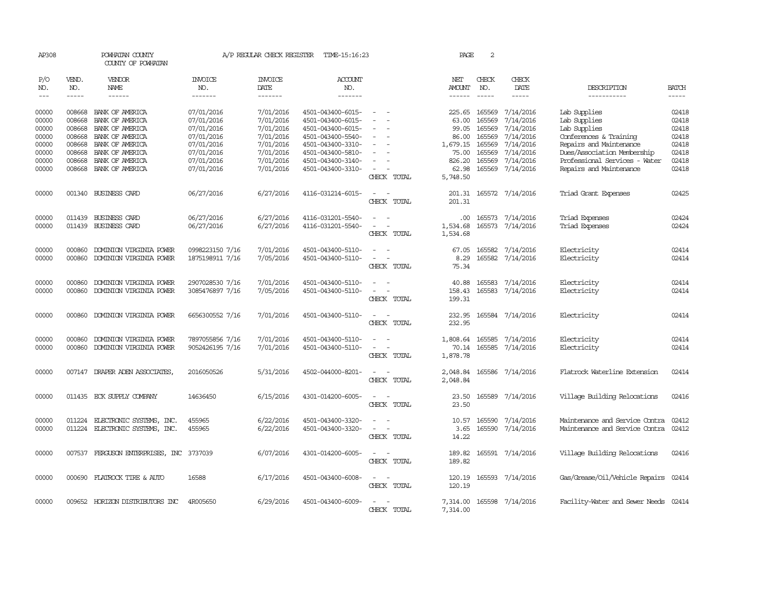AP308 POWHATAN COUNTY A/P REGULAR CHECK REGISTER TIME-15:16:23 PAGE 2

COUNTY OF POWHATAN

| P/O NO. | VEND. NO. | VENDOR NAME | INVOICE NO. | INVOICE DATE | ACCOUNT NO. | | NET AMOUNT | CHECK NO. | CHECK DATE | DESCRIPTION | BATCH |
|---|---|---|---|---|---|---|---|---|---|---|---|
| 00000 | 008668 | BANK OF AMERICA | 07/01/2016 | 7/01/2016 | 4501-043400-6015- | - - | 225.65 | 165569 | 7/14/2016 | Lab Supplies | 02418 |
| 00000 | 008668 | BANK OF AMERICA | 07/01/2016 | 7/01/2016 | 4501-043400-6015- | - - | 63.00 | 165569 | 7/14/2016 | Lab Supplies | 02418 |
| 00000 | 008668 | BANK OF AMERICA | 07/01/2016 | 7/01/2016 | 4501-043400-6015- | - - | 99.05 | 165569 | 7/14/2016 | Lab Supplies | 02418 |
| 00000 | 008668 | BANK OF AMERICA | 07/01/2016 | 7/01/2016 | 4501-043400-5540- | - - | 86.00 | 165569 | 7/14/2016 | Conferences & Training | 02418 |
| 00000 | 008668 | BANK OF AMERICA | 07/01/2016 | 7/01/2016 | 4501-043400-3310- | - - | 1,679.15 | 165569 | 7/14/2016 | Repairs and Maintenance | 02418 |
| 00000 | 008668 | BANK OF AMERICA | 07/01/2016 | 7/01/2016 | 4501-043400-5810- | - - | 75.00 | 165569 | 7/14/2016 | Dues/Association Membership | 02418 |
| 00000 | 008668 | BANK OF AMERICA | 07/01/2016 | 7/01/2016 | 4501-043400-3140- | - - | 826.20 | 165569 | 7/14/2016 | Professional Services - Water | 02418 |
| 00000 | 008668 | BANK OF AMERICA | 07/01/2016 | 7/01/2016 | 4501-043400-3310- | - - | 62.98 | 165569 | 7/14/2016 | Repairs and Maintenance | 02418 |
| | | | | | | CHECK TOTAL | 5,748.50 | | | | |
| 00000 | 001340 | BUSINESS CARD | 06/27/2016 | 6/27/2016 | 4116-031214-6015- | - - | 201.31 | 165572 | 7/14/2016 | Triad Grant Expenses | 02425 |
| | | | | | | CHECK TOTAL | 201.31 | | | | |
| 00000 | 011439 | BUSINESS CARD | 06/27/2016 | 6/27/2016 | 4116-031201-5540- | - - | .00 | 165573 | 7/14/2016 | Triad Expenses | 02424 |
| 00000 | 011439 | BUSINESS CARD | 06/27/2016 | 6/27/2016 | 4116-031201-5540- | - - | 1,534.68 | 165573 | 7/14/2016 | Triad Expenses | 02424 |
| | | | | | | CHECK TOTAL | 1,534.68 | | | | |
| 00000 | 000860 | DOMINION VIRGINIA POWER | 0998223150 7/16 | 7/01/2016 | 4501-043400-5110- | - - | 67.05 | 165582 | 7/14/2016 | Electricity | 02414 |
| 00000 | 000860 | DOMINION VIRGINIA POWER | 1875198911 7/16 | 7/05/2016 | 4501-043400-5110- | - - | 8.29 | 165582 | 7/14/2016 | Electricity | 02414 |
| | | | | | | CHECK TOTAL | 75.34 | | | | |
| 00000 | 000860 | DOMINION VIRGINIA POWER | 2907028530 7/16 | 7/01/2016 | 4501-043400-5110- | - - | 40.88 | 165583 | 7/14/2016 | Electricity | 02414 |
| 00000 | 000860 | DOMINION VIRGINIA POWER | 3085476897 7/16 | 7/05/2016 | 4501-043400-5110- | - - | 158.43 | 165583 | 7/14/2016 | Electricity | 02414 |
| | | | | | | CHECK TOTAL | 199.31 | | | | |
| 00000 | 000860 | DOMINION VIRGINIA POWER | 6656300552 7/16 | 7/01/2016 | 4501-043400-5110- | - - | 232.95 | 165584 | 7/14/2016 | Electricity | 02414 |
| | | | | | | CHECK TOTAL | 232.95 | | | | |
| 00000 | 000860 | DOMINION VIRGINIA POWER | 7897055856 7/16 | 7/01/2016 | 4501-043400-5110- | - - | 1,808.64 | 165585 | 7/14/2016 | Electricity | 02414 |
| 00000 | 000860 | DOMINION VIRGINIA POWER | 9052426195 7/16 | 7/01/2016 | 4501-043400-5110- | - - | 70.14 | 165585 | 7/14/2016 | Electricity | 02414 |
| | | | | | | CHECK TOTAL | 1,878.78 | | | | |
| 00000 | 007147 | DRAPER ADEN ASSOCIATES, | 2016050526 | 5/31/2016 | 4502-044000-8201- | - - | 2,048.84 | 165586 | 7/14/2016 | Flatrock Waterline Extension | 02414 |
| | | | | | | CHECK TOTAL | 2,048.84 | | | | |
| 00000 | 011435 | ECK SUPPLY COMPANY | 14636450 | 6/15/2016 | 4301-014200-6005- | - - | 23.50 | 165589 | 7/14/2016 | Village Building Relocations | 02416 |
| | | | | | | CHECK TOTAL | 23.50 | | | | |
| 00000 | 011224 | ELECTRONIC SYSTEMS, INC. | 455965 | 6/22/2016 | 4501-043400-3320- | - - | 10.57 | 165590 | 7/14/2016 | Maintenance and Service Contra | 02412 |
| 00000 | 011224 | ELECTRONIC SYSTEMS, INC. | 455965 | 6/22/2016 | 4501-043400-3320- | - - | 3.65 | 165590 | 7/14/2016 | Maintenance and Service Contra | 02412 |
| | | | | | | CHECK TOTAL | 14.22 | | | | |
| 00000 | 007537 | FERGUSON ENTERPRISES, INC | 3737039 | 6/07/2016 | 4301-014200-6005- | - - | 189.82 | 165591 | 7/14/2016 | Village Building Relocations | 02416 |
| | | | | | | CHECK TOTAL | 189.82 | | | | |
| 00000 | 000690 | FLATROCK TIRE & AUTO | 16588 | 6/17/2016 | 4501-043400-6008- | - - | 120.19 | 165593 | 7/14/2016 | Gas/Grease/Oil/Vehicle Repairs | 02414 |
| | | | | | | CHECK TOTAL | 120.19 | | | | |
| 00000 | 009652 | HORIZON DISTRIBUTORS INC | 4R005650 | 6/29/2016 | 4501-043400-6009- | - - | 7,314.00 | 165598 | 7/14/2016 | Facility-Water and Sewer Needs | 02414 |
| | | | | | | CHECK TOTAL | 7,314.00 | | | | |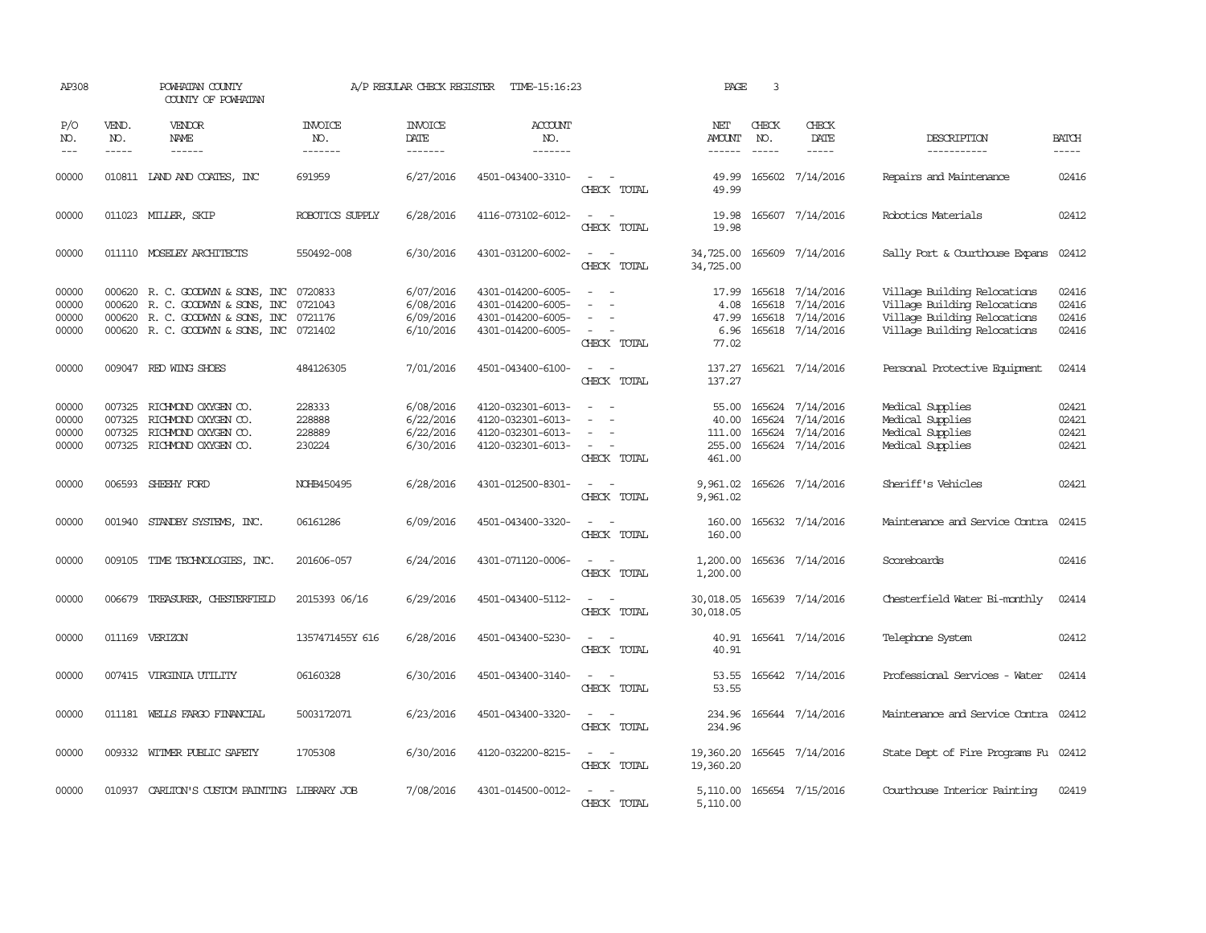AP308 POWHATAN COUNTY A/P REGULAR CHECK REGISTER TIME-15:16:23 PAGE 3

COUNTY OF POWHATAN

| P/O NO. | VEND. NO. | VENDOR NAME | INVOICE NO. | INVOICE DATE | ACCOUNT NO. | | NET AMOUNT | CHECK NO. | CHECK DATE | DESCRIPTION | BATCH |
|---|---|---|---|---|---|---|---|---|---|---|---|
| 00000 | 010811 | LAND AND COATES, INC | 691959 | 6/27/2016 | 4501-043400-3310- | - - | 49.99 | 165602 | 7/14/2016 | Repairs and Maintenance | 02416 |
| | | | | | | CHECK TOTAL | 49.99 | | | | |
| 00000 | 011023 | MILLER, SKIP | ROBOTICS SUPPLY | 6/28/2016 | 4116-073102-6012- | - - | 19.98 | 165607 | 7/14/2016 | Robotics Materials | 02412 |
| | | | | | | CHECK TOTAL | 19.98 | | | | |
| 00000 | 011110 | MOSELEY ARCHITECTS | 550492-008 | 6/30/2016 | 4301-031200-6002- | - - | 34,725.00 | 165609 | 7/14/2016 | Sally Port & Courthouse Expans | 02412 |
| | | | | | | CHECK TOTAL | 34,725.00 | | | | |
| 00000 | 000620 | R. C. GOODWYN & SONS, INC | 0720833 | 6/07/2016 | 4301-014200-6005- | - - | 17.99 | 165618 | 7/14/2016 | Village Building Relocations | 02416 |
| 00000 | 000620 | R. C. GOODWYN & SONS, INC | 0721043 | 6/08/2016 | 4301-014200-6005- | - - | 4.08 | 165618 | 7/14/2016 | Village Building Relocations | 02416 |
| 00000 | 000620 | R. C. GOODWYN & SONS, INC | 0721176 | 6/09/2016 | 4301-014200-6005- | - - | 47.99 | 165618 | 7/14/2016 | Village Building Relocations | 02416 |
| 00000 | 000620 | R. C. GOODWYN & SONS, INC | 0721402 | 6/10/2016 | 4301-014200-6005- | - - | 6.96 | 165618 | 7/14/2016 | Village Building Relocations | 02416 |
| | | | | | | CHECK TOTAL | 77.02 | | | | |
| 00000 | 009047 | RED WING SHOES | 484126305 | 7/01/2016 | 4501-043400-6100- | - - | 137.27 | 165621 | 7/14/2016 | Personal Protective Equipment | 02414 |
| | | | | | | CHECK TOTAL | 137.27 | | | | |
| 00000 | 007325 | RICHMOND OXYGEN CO. | 228333 | 6/08/2016 | 4120-032301-6013- | - - | 55.00 | 165624 | 7/14/2016 | Medical Supplies | 02421 |
| 00000 | 007325 | RICHMOND OXYGEN CO. | 228888 | 6/22/2016 | 4120-032301-6013- | - - | 40.00 | 165624 | 7/14/2016 | Medical Supplies | 02421 |
| 00000 | 007325 | RICHMOND OXYGEN CO. | 228889 | 6/22/2016 | 4120-032301-6013- | - - | 111.00 | 165624 | 7/14/2016 | Medical Supplies | 02421 |
| 00000 | 007325 | RICHMOND OXYGEN CO. | 230224 | 6/30/2016 | 4120-032301-6013- | - - | 255.00 | 165624 | 7/14/2016 | Medical Supplies | 02421 |
| | | | | | | CHECK TOTAL | 461.00 | | | | |
| 00000 | 006593 | SHEEHY FORD | NOHB450495 | 6/28/2016 | 4301-012500-8301- | - - | 9,961.02 | 165626 | 7/14/2016 | Sheriff's Vehicles | 02421 |
| | | | | | | CHECK TOTAL | 9,961.02 | | | | |
| 00000 | 001940 | STANDBY SYSTEMS, INC. | 06161286 | 6/09/2016 | 4501-043400-3320- | - - | 160.00 | 165632 | 7/14/2016 | Maintenance and Service Contra | 02415 |
| | | | | | | CHECK TOTAL | 160.00 | | | | |
| 00000 | 009105 | TIME TECHNOLOGIES, INC. | 201606-057 | 6/24/2016 | 4301-071120-0006- | - - | 1,200.00 | 165636 | 7/14/2016 | Scoreboards | 02416 |
| | | | | | | CHECK TOTAL | 1,200.00 | | | | |
| 00000 | 006679 | TREASURER, CHESTERFIELD | 2015393 06/16 | 6/29/2016 | 4501-043400-5112- | - - | 30,018.05 | 165639 | 7/14/2016 | Chesterfield Water Bi-monthly | 02414 |
| | | | | | | CHECK TOTAL | 30,018.05 | | | | |
| 00000 | 011169 | VERIZON | 1357471455Y 616 | 6/28/2016 | 4501-043400-5230- | - - | 40.91 | 165641 | 7/14/2016 | Telephone System | 02412 |
| | | | | | | CHECK TOTAL | 40.91 | | | | |
| 00000 | 007415 | VIRGINIA UTILITY | 06160328 | 6/30/2016 | 4501-043400-3140- | - - | 53.55 | 165642 | 7/14/2016 | Professional Services - Water | 02414 |
| | | | | | | CHECK TOTAL | 53.55 | | | | |
| 00000 | 011181 | WELLS FARGO FINANCIAL | 5003172071 | 6/23/2016 | 4501-043400-3320- | - - | 234.96 | 165644 | 7/14/2016 | Maintenance and Service Contra | 02412 |
| | | | | | | CHECK TOTAL | 234.96 | | | | |
| 00000 | 009332 | WITMER PUBLIC SAFETY | 1705308 | 6/30/2016 | 4120-032200-8215- | - - | 19,360.20 | 165645 | 7/14/2016 | State Dept of Fire Programs Fu | 02412 |
| | | | | | | CHECK TOTAL | 19,360.20 | | | | |
| 00000 | 010937 | CARLTON'S CUSTOM PAINTING | LIBRARY JOB | 7/08/2016 | 4301-014500-0012- | - - | 5,110.00 | 165654 | 7/15/2016 | Courthouse Interior Painting | 02419 |
| | | | | | | CHECK TOTAL | 5,110.00 | | | | |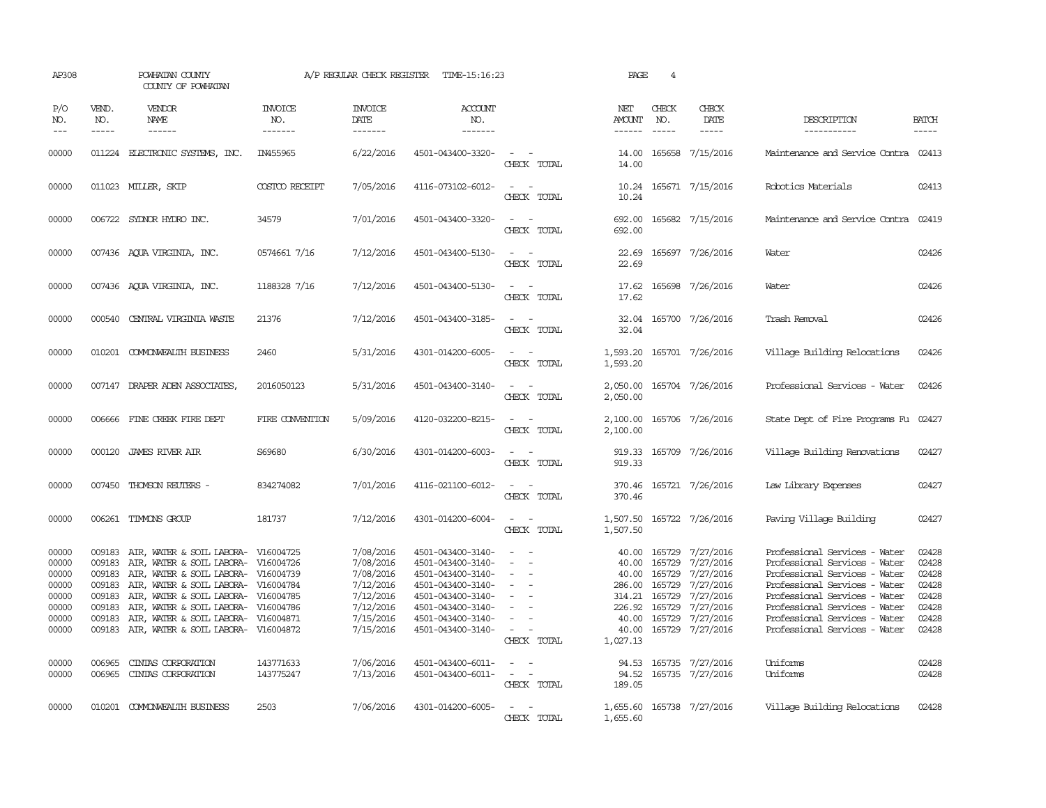AP308 POWHATAN COUNTY A/P REGULAR CHECK REGISTER TIME-15:16:23

COUNTY OF POWHATAN

| P/O NO. | VEND. NO. | VENDOR NAME | INVOICE NO. | INVOICE DATE | ACCOUNT NO. | | NET AMOUNT | CHECK NO. | CHECK DATE | DESCRIPTION | BATCH |
|---|---|---|---|---|---|---|---|---|---|---|---|
| 00000 | 011224 | ELECTRONIC SYSTEMS, INC. | IN455965 | 6/22/2016 | 4501-043400-3320- | - - | 14.00 | 165658 | 7/15/2016 | Maintenance and Service Contra | 02413 |
| | | | | | | CHECK TOTAL | 14.00 | | | | |
| 00000 | 011023 | MILLER, SKIP | COSTCO RECEIPT | 7/05/2016 | 4116-073102-6012- | - - | 10.24 | 165671 | 7/15/2016 | Robotics Materials | 02413 |
| | | | | | | CHECK TOTAL | 10.24 | | | | |
| 00000 | 006722 | SYDNOR HYDRO INC. | 34579 | 7/01/2016 | 4501-043400-3320- | - - | 692.00 | 165682 | 7/15/2016 | Maintenance and Service Contra | 02419 |
| | | | | | | CHECK TOTAL | 692.00 | | | | |
| 00000 | 007436 | AQUA VIRGINIA, INC. | 0574661 7/16 | 7/12/2016 | 4501-043400-5130- | - - | 22.69 | 165697 | 7/26/2016 | Water | 02426 |
| | | | | | | CHECK TOTAL | 22.69 | | | | |
| 00000 | 007436 | AQUA VIRGINIA, INC. | 1188328 7/16 | 7/12/2016 | 4501-043400-5130- | - - | 17.62 | 165698 | 7/26/2016 | Water | 02426 |
| | | | | | | CHECK TOTAL | 17.62 | | | | |
| 00000 | 000540 | CENTRAL VIRGINIA WASTE | 21376 | 7/12/2016 | 4501-043400-3185- | - - | 32.04 | 165700 | 7/26/2016 | Trash Removal | 02426 |
| | | | | | | CHECK TOTAL | 32.04 | | | | |
| 00000 | 010201 | COMMONWEALTH BUSINESS | 2460 | 5/31/2016 | 4301-014200-6005- | - - | 1,593.20 | 165701 | 7/26/2016 | Village Building Relocations | 02426 |
| | | | | | | CHECK TOTAL | 1,593.20 | | | | |
| 00000 | 007147 | DRAPER ADEN ASSOCIATES, | 2016050123 | 5/31/2016 | 4501-043400-3140- | - - | 2,050.00 | 165704 | 7/26/2016 | Professional Services - Water | 02426 |
| | | | | | | CHECK TOTAL | 2,050.00 | | | | |
| 00000 | 006666 | FINE CREEK FIRE DEPT | FIRE CONVENTION | 5/09/2016 | 4120-032200-8215- | - - | 2,100.00 | 165706 | 7/26/2016 | State Dept of Fire Programs Fu | 02427 |
| | | | | | | CHECK TOTAL | 2,100.00 | | | | |
| 00000 | 000120 | JAMES RIVER AIR | S69680 | 6/30/2016 | 4301-014200-6003- | - - | 919.33 | 165709 | 7/26/2016 | Village Building Renovations | 02427 |
| | | | | | | CHECK TOTAL | 919.33 | | | | |
| 00000 | 007450 | THOMSON REUTERS - | 834274082 | 7/01/2016 | 4116-021100-6012- | - - | 370.46 | 165721 | 7/26/2016 | Law Library Expenses | 02427 |
| | | | | | | CHECK TOTAL | 370.46 | | | | |
| 00000 | 006261 | TIMMONS GROUP | 181737 | 7/12/2016 | 4301-014200-6004- | - - | 1,507.50 | 165722 | 7/26/2016 | Paving Village Building | 02427 |
| | | | | | | CHECK TOTAL | 1,507.50 | | | | |
| 00000 | 009183 | AIR, WATER & SOIL LABORA- | V16004725 | 7/08/2016 | 4501-043400-3140- | - - | 40.00 | 165729 | 7/27/2016 | Professional Services - Water | 02428 |
| 00000 | 009183 | AIR, WATER & SOIL LABORA- | V16004726 | 7/08/2016 | 4501-043400-3140- | - - | 40.00 | 165729 | 7/27/2016 | Professional Services - Water | 02428 |
| 00000 | 009183 | AIR, WATER & SOIL LABORA- | V16004739 | 7/08/2016 | 4501-043400-3140- | - - | 40.00 | 165729 | 7/27/2016 | Professional Services - Water | 02428 |
| 00000 | 009183 | AIR, WATER & SOIL LABORA- | V16004784 | 7/12/2016 | 4501-043400-3140- | - - | 286.00 | 165729 | 7/27/2016 | Professional Services - Water | 02428 |
| 00000 | 009183 | AIR, WATER & SOIL LABORA- | V16004785 | 7/12/2016 | 4501-043400-3140- | - - | 314.21 | 165729 | 7/27/2016 | Professional Services - Water | 02428 |
| 00000 | 009183 | AIR, WATER & SOIL LABORA- | V16004786 | 7/12/2016 | 4501-043400-3140- | - - | 226.92 | 165729 | 7/27/2016 | Professional Services - Water | 02428 |
| 00000 | 009183 | AIR, WATER & SOIL LABORA- | V16004871 | 7/15/2016 | 4501-043400-3140- | - - | 40.00 | 165729 | 7/27/2016 | Professional Services - Water | 02428 |
| 00000 | 009183 | AIR, WATER & SOIL LABORA- | V16004872 | 7/15/2016 | 4501-043400-3140- | - - | 40.00 | 165729 | 7/27/2016 | Professional Services - Water | 02428 |
| | | | | | | CHECK TOTAL | 1,027.13 | | | | |
| 00000 | 006965 | CINTAS CORPORATION | 143771633 | 7/06/2016 | 4501-043400-6011- | - - | 94.53 | 165735 | 7/27/2016 | Uniforms | 02428 |
| 00000 | 006965 | CINTAS CORPORATION | 143775247 | 7/13/2016 | 4501-043400-6011- | - - | 94.52 | 165735 | 7/27/2016 | Uniforms | 02428 |
| | | | | | | CHECK TOTAL | 189.05 | | | | |
| 00000 | 010201 | COMMONWEALTH BUSINESS | 2503 | 7/06/2016 | 4301-014200-6005- | - - | 1,655.60 | 165738 | 7/27/2016 | Village Building Relocations | 02428 |
| | | | | | | CHECK TOTAL | 1,655.60 | | | | |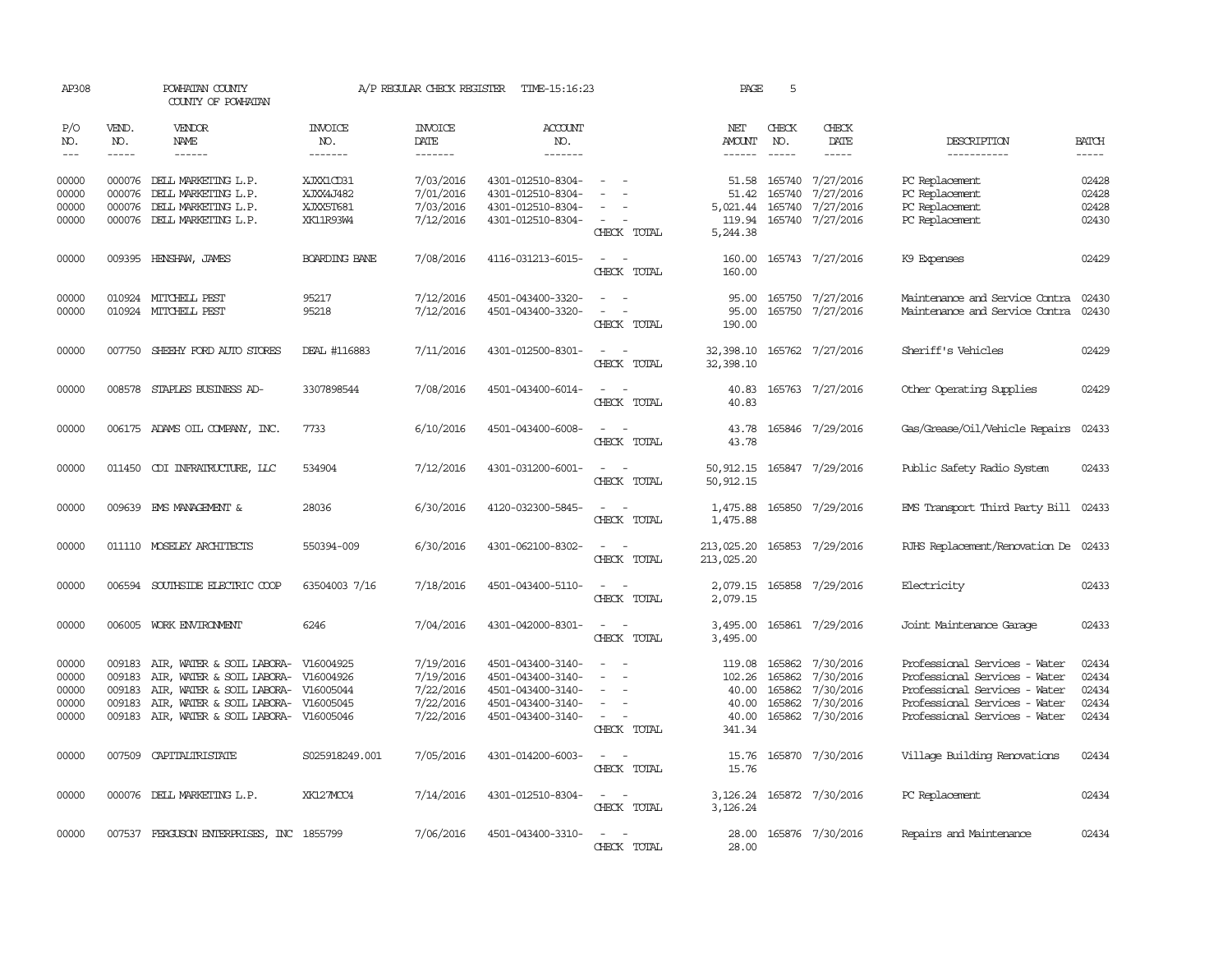AP308 POWHATAN COUNTY A/P REGULAR CHECK REGISTER TIME-15:16:23 PAGE 5

COUNTY OF POWHATAN

| P/O NO. | VEND. NO. | VENDOR NAME | INVOICE NO. | INVOICE DATE | ACCOUNT NO. | | NET AMOUNT | CHECK NO. | CHECK DATE | DESCRIPTION | BATCH |
|---|---|---|---|---|---|---|---|---|---|---|---|
| 00000 | 000076 | DELL MARKETING L.P. | XJXX1CD31 | 7/03/2016 | 4301-012510-8304- | - - | 51.58 | 165740 | 7/27/2016 | PC Replacement | 02428 |
| 00000 | 000076 | DELL MARKETING L.P. | XJXX4J482 | 7/01/2016 | 4301-012510-8304- | - - | 51.42 | 165740 | 7/27/2016 | PC Replacement | 02428 |
| 00000 | 000076 | DELL MARKETING L.P. | XJXX5T681 | 7/03/2016 | 4301-012510-8304- | - - | 5,021.44 | 165740 | 7/27/2016 | PC Replacement | 02428 |
| 00000 | 000076 | DELL MARKETING L.P. | XK11R93W4 | 7/12/2016 | 4301-012510-8304- | - - | 119.94 | 165740 | 7/27/2016 | PC Replacement | 02430 |
| | | | | | | CHECK TOTAL | 5,244.38 | | | | |
| 00000 | 009395 | HENSHAW, JAMES | BOARDING BANE | 7/08/2016 | 4116-031213-6015- | - - | 160.00 | 165743 | 7/27/2016 | K9 Expenses | 02429 |
| | | | | | | CHECK TOTAL | 160.00 | | | | |
| 00000 | 010924 | MITCHELL PEST | 95217 | 7/12/2016 | 4501-043400-3320- | - - | 95.00 | 165750 | 7/27/2016 | Maintenance and Service Contra | 02430 |
| 00000 | 010924 | MITCHELL PEST | 95218 | 7/12/2016 | 4501-043400-3320- | - - | 95.00 | 165750 | 7/27/2016 | Maintenance and Service Contra | 02430 |
| | | | | | | CHECK TOTAL | 190.00 | | | | |
| 00000 | 007750 | SHEEHY FORD AUTO STORES | DEAL #116883 | 7/11/2016 | 4301-012500-8301- | - - | 32,398.10 | 165762 | 7/27/2016 | Sheriff's Vehicles | 02429 |
| | | | | | | CHECK TOTAL | 32,398.10 | | | | |
| 00000 | 008578 | STAPLES BUSINESS AD- | 3307898544 | 7/08/2016 | 4501-043400-6014- | - - | 40.83 | 165763 | 7/27/2016 | Other Operating Supplies | 02429 |
| | | | | | | CHECK TOTAL | 40.83 | | | | |
| 00000 | 006175 | ADAMS OIL COMPANY, INC. | 7733 | 6/10/2016 | 4501-043400-6008- | - - | 43.78 | 165846 | 7/29/2016 | Gas/Grease/Oil/Vehicle Repairs | 02433 |
| | | | | | | CHECK TOTAL | 43.78 | | | | |
| 00000 | 011450 | CDI INFRATRUCTURE, LLC | 534904 | 7/12/2016 | 4301-031200-6001- | - - | 50,912.15 | 165847 | 7/29/2016 | Public Safety Radio System | 02433 |
| | | | | | | CHECK TOTAL | 50,912.15 | | | | |
| 00000 | 009639 | EMS MANAGEMENT & | 28036 | 6/30/2016 | 4120-032300-5845- | - - | 1,475.88 | 165850 | 7/29/2016 | EMS Transport Third Party Bill | 02433 |
| | | | | | | CHECK TOTAL | 1,475.88 | | | | |
| 00000 | 011110 | MOSELEY ARCHITECTS | 550394-009 | 6/30/2016 | 4301-062100-8302- | - - | 213,025.20 | 165853 | 7/29/2016 | PJHS Replacement/Renovation De | 02433 |
| | | | | | | CHECK TOTAL | 213,025.20 | | | | |
| 00000 | 006594 | SOUTHSIDE ELECTRIC COOP | 63504003 7/16 | 7/18/2016 | 4501-043400-5110- | - - | 2,079.15 | 165858 | 7/29/2016 | Electricity | 02433 |
| | | | | | | CHECK TOTAL | 2,079.15 | | | | |
| 00000 | 006005 | WORK ENVIRONMENT | 6246 | 7/04/2016 | 4301-042000-8301- | - - | 3,495.00 | 165861 | 7/29/2016 | Joint Maintenance Garage | 02433 |
| | | | | | | CHECK TOTAL | 3,495.00 | | | | |
| 00000 | 009183 | AIR, WATER & SOIL LABORA- | V16004925 | 7/19/2016 | 4501-043400-3140- | - - | 119.08 | 165862 | 7/30/2016 | Professional Services - Water | 02434 |
| 00000 | 009183 | AIR, WATER & SOIL LABORA- | V16004926 | 7/19/2016 | 4501-043400-3140- | - - | 102.26 | 165862 | 7/30/2016 | Professional Services - Water | 02434 |
| 00000 | 009183 | AIR, WATER & SOIL LABORA- | V16005044 | 7/22/2016 | 4501-043400-3140- | - - | 40.00 | 165862 | 7/30/2016 | Professional Services - Water | 02434 |
| 00000 | 009183 | AIR, WATER & SOIL LABORA- | V16005045 | 7/22/2016 | 4501-043400-3140- | - - | 40.00 | 165862 | 7/30/2016 | Professional Services - Water | 02434 |
| 00000 | 009183 | AIR, WATER & SOIL LABORA- | V16005046 | 7/22/2016 | 4501-043400-3140- | - - | 40.00 | 165862 | 7/30/2016 | Professional Services - Water | 02434 |
| | | | | | | CHECK TOTAL | 341.34 | | | | |
| 00000 | 007509 | CAPITALTRISTATE | S025918249.001 | 7/05/2016 | 4301-014200-6003- | - - | 15.76 | 165870 | 7/30/2016 | Village Building Renovations | 02434 |
| | | | | | | CHECK TOTAL | 15.76 | | | | |
| 00000 | 000076 | DELL MARKETING L.P. | XK127MCC4 | 7/14/2016 | 4301-012510-8304- | - - | 3,126.24 | 165872 | 7/30/2016 | PC Replacement | 02434 |
| | | | | | | CHECK TOTAL | 3,126.24 | | | | |
| 00000 | 007537 | FERGUSON ENTERPRISES, INC | 1855799 | 7/06/2016 | 4501-043400-3310- | - - | 28.00 | 165876 | 7/30/2016 | Repairs and Maintenance | 02434 |
| | | | | | | CHECK TOTAL | 28.00 | | | | |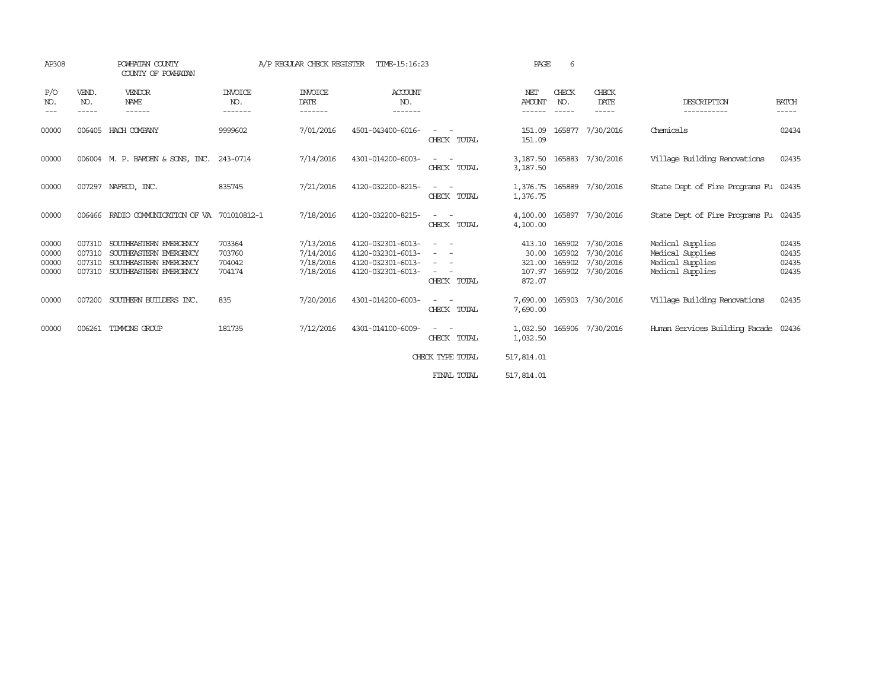AP308 POWHATAN COUNTY A/P REGULAR CHECK REGISTER TIME-15:16:23

COUNTY OF POWHATAN

| P/O NO. | VEND. NO. | VENDOR NAME | INVOICE NO. | INVOICE DATE | ACCOUNT NO. | | NET AMOUNT | CHECK NO. | CHECK DATE | DESCRIPTION | BATCH |
|---|---|---|---|---|---|---|---|---|---|---|---|
| 00000 | 006405 | HACH COMPANY | 9999602 | 7/01/2016 | 4501-043400-6016- | - - | 151.09 | 165877 | 7/30/2016 | Chemicals | 02434 |
| | | | | | | CHECK TOTAL | 151.09 | | | | |
| 00000 | 006004 | M. P. BARDEN & SONS, INC. | 243-0714 | 7/14/2016 | 4301-014200-6003- | - - | 3,187.50 | 165883 | 7/30/2016 | Village Building Renovations | 02435 |
| | | | | | | CHECK TOTAL | 3,187.50 | | | | |
| 00000 | 007297 | NAFECO, INC. | 835745 | 7/21/2016 | 4120-032200-8215- | - - | 1,376.75 | 165889 | 7/30/2016 | State Dept of Fire Programs Fu | 02435 |
| | | | | | | CHECK TOTAL | 1,376.75 | | | | |
| 00000 | 006466 | RADIO COMMUNICATION OF VA | 701010812-1 | 7/18/2016 | 4120-032200-8215- | - - | 4,100.00 | 165897 | 7/30/2016 | State Dept of Fire Programs Fu | 02435 |
| | | | | | | CHECK TOTAL | 4,100.00 | | | | |
| 00000 | 007310 | SOUTHEASTERN EMERGENCY | 703364 | 7/13/2016 | 4120-032301-6013- | - - | 413.10 | 165902 | 7/30/2016 | Medical Supplies | 02435 |
| 00000 | 007310 | SOUTHEASTERN EMERGENCY | 703760 | 7/14/2016 | 4120-032301-6013- | - - | 30.00 | 165902 | 7/30/2016 | Medical Supplies | 02435 |
| 00000 | 007310 | SOUTHEASTERN EMERGENCY | 704042 | 7/18/2016 | 4120-032301-6013- | - - | 321.00 | 165902 | 7/30/2016 | Medical Supplies | 02435 |
| 00000 | 007310 | SOUTHEASTERN EMERGENCY | 704174 | 7/18/2016 | 4120-032301-6013- | - - | 107.97 | 165902 | 7/30/2016 | Medical Supplies | 02435 |
| | | | | | | CHECK TOTAL | 872.07 | | | | |
| 00000 | 007200 | SOUTHERN BUILDERS INC. | 835 | 7/20/2016 | 4301-014200-6003- | - - | 7,690.00 | 165903 | 7/30/2016 | Village Building Renovations | 02435 |
| | | | | | | CHECK TOTAL | 7,690.00 | | | | |
| 00000 | 006261 | TIMMONS GROUP | 181735 | 7/12/2016 | 4301-014100-6009- | - - | 1,032.50 | 165906 | 7/30/2016 | Human Services Building Facade | 02436 |
| | | | | | | CHECK TOTAL | 1,032.50 | | | | |
| | | | | | | CHECK TYPE TOTAL | 517,814.01 | | | | |
| | | | | | | FINAL TOTAL | 517,814.01 | | | | |